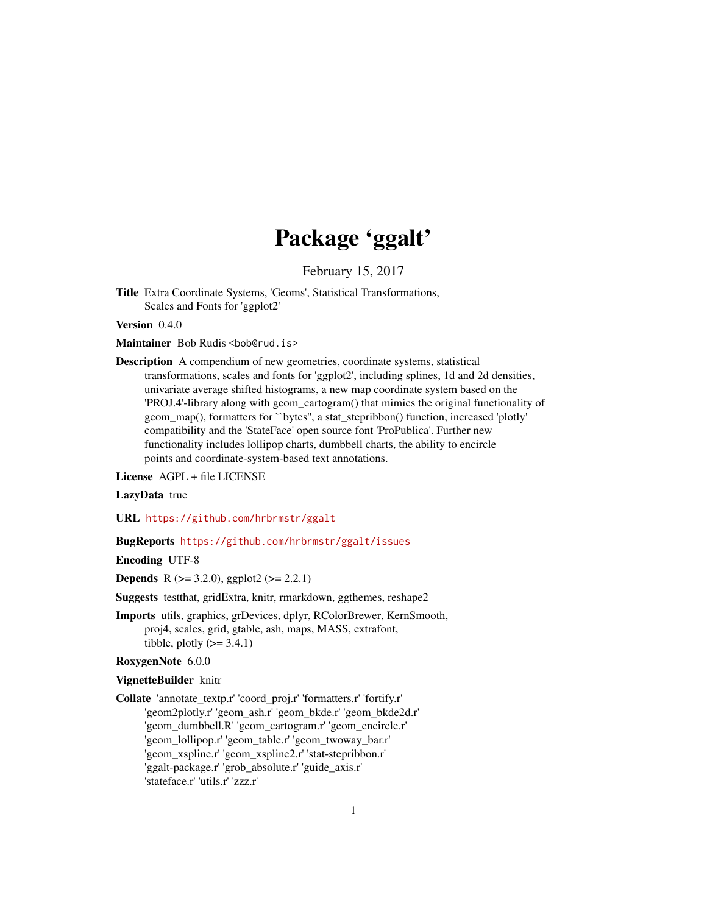# Package 'ggalt'

February 15, 2017

**Title** Extra Coordinate Systems, 'Geoms', Statistical Transformations, Scales and Fonts for 'ggplot2'

**Version** 0.4.0

**Maintainer** Bob Rudis <bob@rud.is>

**Description** A compendium of new geometries, coordinate systems, statistical transformations, scales and fonts for 'ggplot2', including splines, 1d and 2d densities, univariate average shifted histograms, a new map coordinate system based on the 'PROJ.4'-library along with geom_cartogram() that mimics the original functionality of geom_map(), formatters for ``bytes'', a stat_stepribbon() function, increased 'plotly' compatibility and the 'StateFace' open source font 'ProPublica'. Further new functionality includes lollipop charts, dumbbell charts, the ability to encircle points and coordinate-system-based text annotations.

**License** AGPL + file LICENSE

**LazyData** true

**URL** https://github.com/hrbrmstr/ggalt

**BugReports** https://github.com/hrbrmstr/ggalt/issues

**Encoding** UTF-8

**Depends** R (>= 3.2.0), ggplot2 (>= 2.2.1)

**Suggests** testthat, gridExtra, knitr, rmarkdown, ggthemes, reshape2

**Imports** utils, graphics, grDevices, dplyr, RColorBrewer, KernSmooth, proj4, scales, grid, gtable, ash, maps, MASS, extrafont, tibble, plotly (>= 3.4.1)

**RoxygenNote** 6.0.0

**VignetteBuilder** knitr

**Collate** 'annotate_textp.r' 'coord_proj.r' 'formatters.r' 'fortify.r' 'geom2plotly.r' 'geom_ash.r' 'geom_bkde.r' 'geom_bkde2d.r' 'geom_dumbbell.R' 'geom_cartogram.r' 'geom_encircle.r' 'geom_lollipop.r' 'geom_table.r' 'geom_twoway_bar.r' 'geom_xspline.r' 'geom_xspline2.r' 'stat-stepribbon.r' 'ggalt-package.r' 'grob_absolute.r' 'guide_axis.r' 'stateface.r' 'utils.r' 'zzz.r'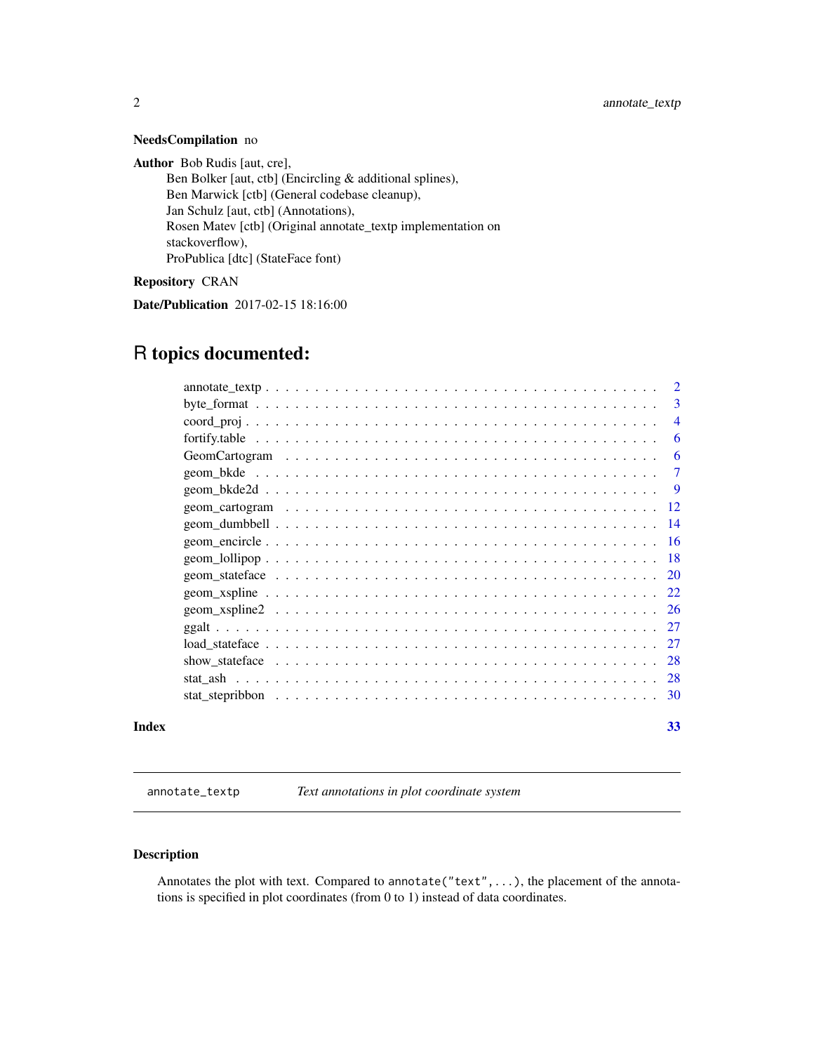**NeedsCompilation** no

**Author** Bob Rudis [aut, cre],
Ben Bolker [aut, ctb] (Encircling & additional splines),
Ben Marwick [ctb] (General codebase cleanup),
Jan Schulz [aut, ctb] (Annotations),
Rosen Matev [ctb] (Original annotate_textp implementation on stackoverflow),
ProPublica [dtc] (StateFace font)

**Repository** CRAN

**Date/Publication** 2017-02-15 18:16:00

# R topics documented:

- annotate_textp . . . . . . . . . . . . . . . . . . . . . . . . . . . . . . . . . . . . . 2
- byte_format . . . . . . . . . . . . . . . . . . . . . . . . . . . . . . . . . . . . . . 3
- coord_proj . . . . . . . . . . . . . . . . . . . . . . . . . . . . . . . . . . . . . . . 4
- fortify.table . . . . . . . . . . . . . . . . . . . . . . . . . . . . . . . . . . . . . . 6
- GeomCartogram . . . . . . . . . . . . . . . . . . . . . . . . . . . . . . . . . . . . 6
- geom_bkde . . . . . . . . . . . . . . . . . . . . . . . . . . . . . . . . . . . . . . . 7
- geom_bkde2d . . . . . . . . . . . . . . . . . . . . . . . . . . . . . . . . . . . . . . 9
- geom_cartogram . . . . . . . . . . . . . . . . . . . . . . . . . . . . . . . . . . . . 12
- geom_dumbbell . . . . . . . . . . . . . . . . . . . . . . . . . . . . . . . . . . . . . 14
- geom_encircle . . . . . . . . . . . . . . . . . . . . . . . . . . . . . . . . . . . . . 16
- geom_lollipop . . . . . . . . . . . . . . . . . . . . . . . . . . . . . . . . . . . . . 18
- geom_stateface . . . . . . . . . . . . . . . . . . . . . . . . . . . . . . . . . . . . 20
- geom_xspline . . . . . . . . . . . . . . . . . . . . . . . . . . . . . . . . . . . . . 22
- geom_xspline2 . . . . . . . . . . . . . . . . . . . . . . . . . . . . . . . . . . . . 26
- ggalt . . . . . . . . . . . . . . . . . . . . . . . . . . . . . . . . . . . . . . . . . 27
- load_stateface . . . . . . . . . . . . . . . . . . . . . . . . . . . . . . . . . . . . 27
- show_stateface . . . . . . . . . . . . . . . . . . . . . . . . . . . . . . . . . . . . 28
- stat_ash . . . . . . . . . . . . . . . . . . . . . . . . . . . . . . . . . . . . . . . . 28
- stat_stepribbon . . . . . . . . . . . . . . . . . . . . . . . . . . . . . . . . . . . . 30

**Index** 33

---

`annotate_textp` *Text annotations in plot coordinate system*

---

## Description

Annotates the plot with text. Compared to `annotate("text",...)`, the placement of the annotations is specified in plot coordinates (from 0 to 1) instead of data coordinates.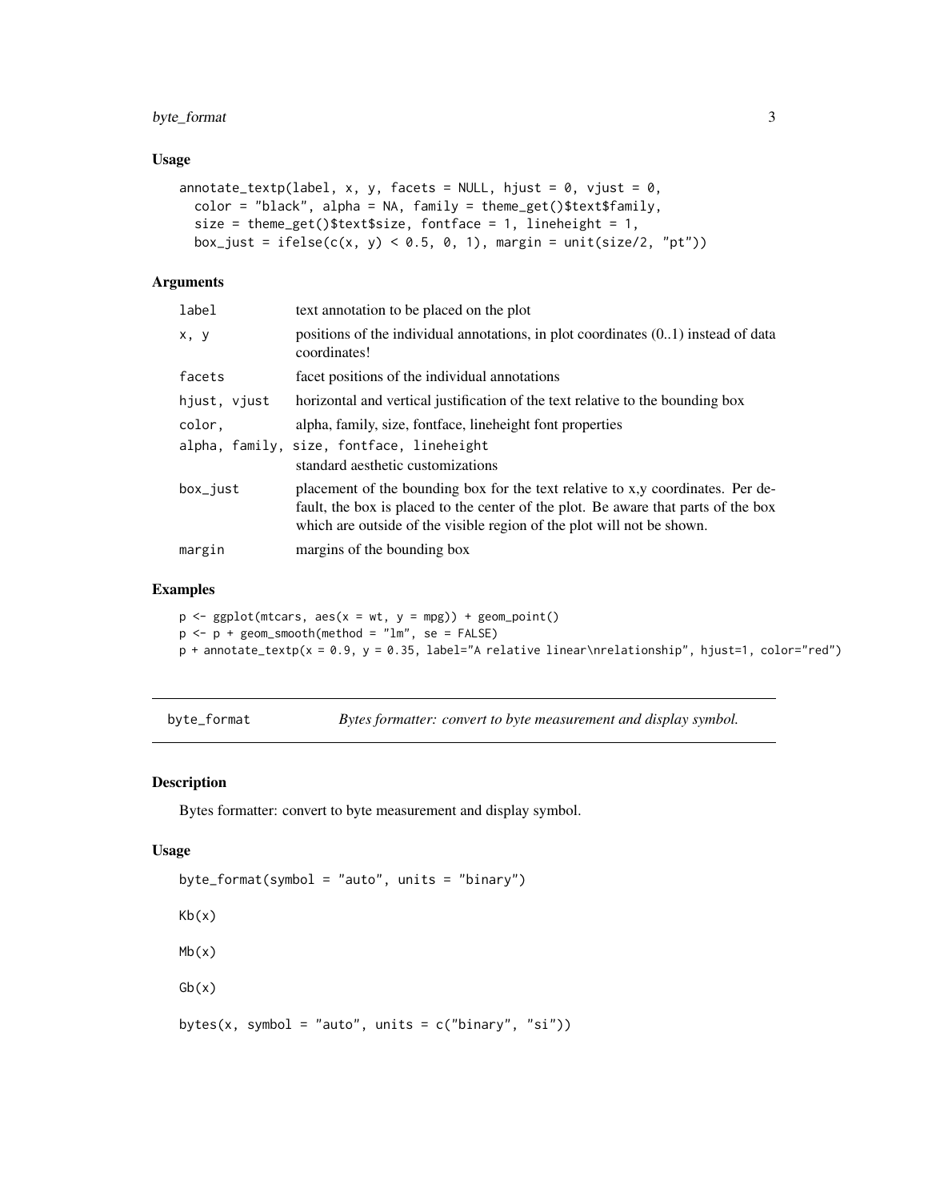## Usage

```
annotate_textp(label, x, y, facets = NULL, hjust = 0, vjust = 0,
  color = "black", alpha = NA, family = theme_get()$text$family,
  size = theme_get()$text$size, fontface = 1, lineheight = 1,
  box_just = ifelse(c(x, y) < 0.5, 0, 1), margin = unit(size/2, "pt"))
```

## Arguments

| | |
|---|---|
| `label` | text annotation to be placed on the plot |
| `x, y` | positions of the individual annotations, in plot coordinates (0..1) instead of data coordinates! |
| `facets` | facet positions of the individual annotations |
| `hjust, vjust` | horizontal and vertical justification of the text relative to the bounding box |
| `color,` | alpha, family, size, fontface, lineheight font properties |
| `alpha, family, size, fontface, lineheight` | standard aesthetic customizations |
| `box_just` | placement of the bounding box for the text relative to x,y coordinates. Per default, the box is placed to the center of the plot. Be aware that parts of the box which are outside of the visible region of the plot will not be shown. |
| `margin` | margins of the bounding box |

## Examples

```
p <- ggplot(mtcars, aes(x = wt, y = mpg)) + geom_point()
p <- p + geom_smooth(method = "lm", se = FALSE)
p + annotate_textp(x = 0.9, y = 0.35, label="A relative linear\nrelationship", hjust=1, color="red")
```

---

# byte_format — *Bytes formatter: convert to byte measurement and display symbol.*

## Description

Bytes formatter: convert to byte measurement and display symbol.

## Usage

```
byte_format(symbol = "auto", units = "binary")

Kb(x)

Mb(x)

Gb(x)

bytes(x, symbol = "auto", units = c("binary", "si"))
```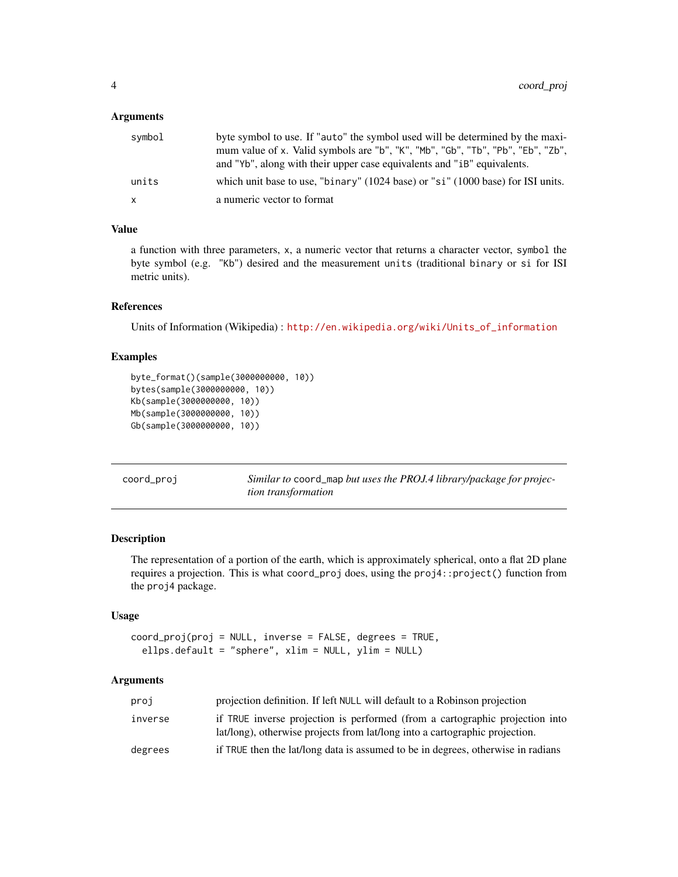### Arguments

| | |
|---|---|
| symbol | byte symbol to use. If "auto" the symbol used will be determined by the maximum value of x. Valid symbols are "b", "K", "Mb", "Gb", "Tb", "Pb", "Eb", "Zb", and "Yb", along with their upper case equivalents and "iB" equivalents. |
| units | which unit base to use, "binary" (1024 base) or "si" (1000 base) for ISI units. |
| x | a numeric vector to format |

### Value

a function with three parameters, x, a numeric vector that returns a character vector, symbol the byte symbol (e.g. "Kb") desired and the measurement units (traditional binary or si for ISI metric units).

### References

Units of Information (Wikipedia) : http://en.wikipedia.org/wiki/Units_of_information

### Examples

```
byte_format()(sample(3000000000, 10))
bytes(sample(3000000000, 10))
Kb(sample(3000000000, 10))
Mb(sample(3000000000, 10))
Gb(sample(3000000000, 10))
```

---

## coord_proj — *Similar to* coord_map *but uses the PROJ.4 library/package for projection transformation*

### Description

The representation of a portion of the earth, which is approximately spherical, onto a flat 2D plane requires a projection. This is what coord_proj does, using the proj4::project() function from the proj4 package.

### Usage

```
coord_proj(proj = NULL, inverse = FALSE, degrees = TRUE,
  ellps.default = "sphere", xlim = NULL, ylim = NULL)
```

### Arguments

| | |
|---|---|
| proj | projection definition. If left NULL will default to a Robinson projection |
| inverse | if TRUE inverse projection is performed (from a cartographic projection into lat/long), otherwise projects from lat/long into a cartographic projection. |
| degrees | if TRUE then the lat/long data is assumed to be in degrees, otherwise in radians |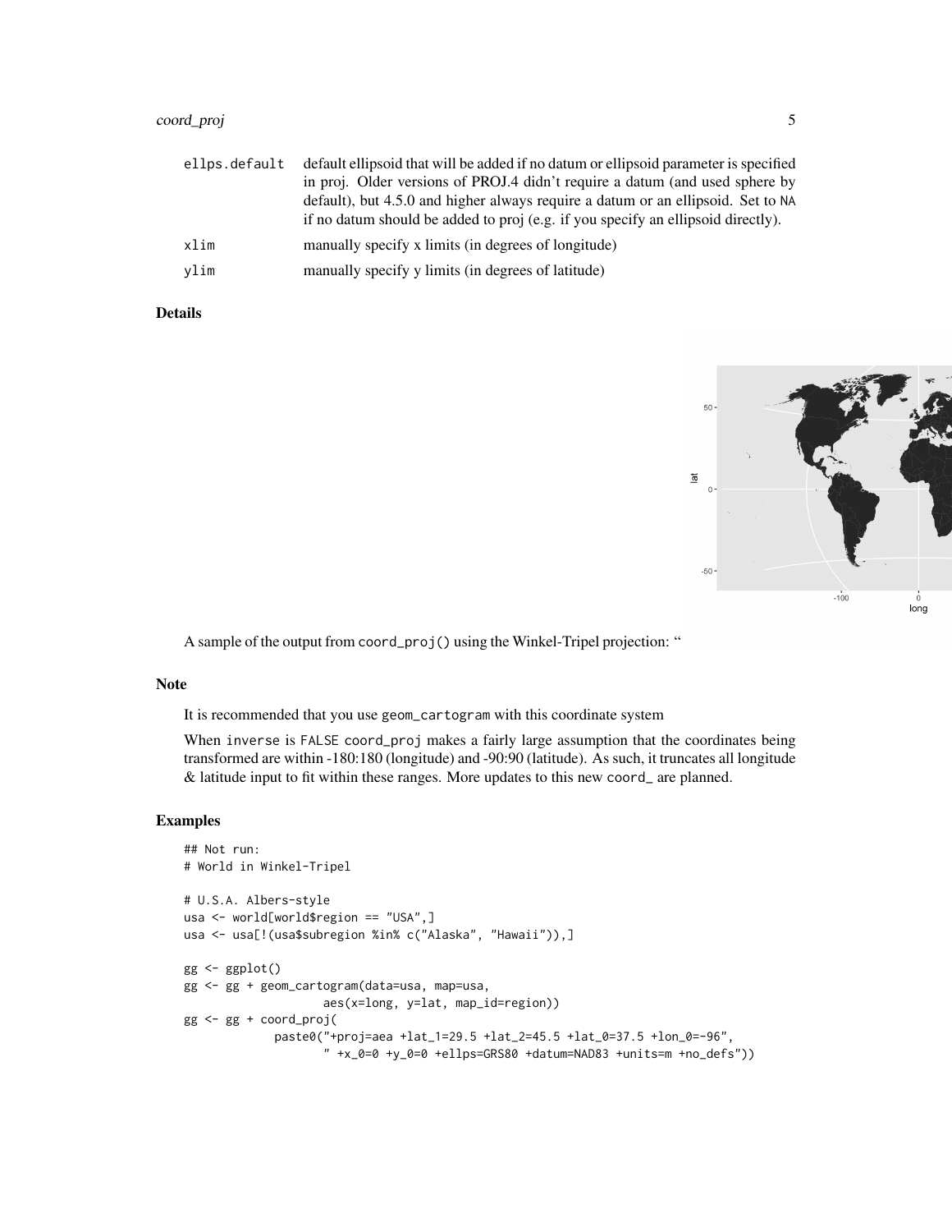| | |
|---|---|
| ellps.default | default ellipsoid that will be added if no datum or ellipsoid parameter is specified in proj. Older versions of PROJ.4 didn't require a datum (and used sphere by default), but 4.5.0 and higher always require a datum or an ellipsoid. Set to NA if no datum should be added to proj (e.g. if you specify an ellipsoid directly). |
| xlim | manually specify x limits (in degrees of longitude) |
| ylim | manually specify y limits (in degrees of latitude) |

## Details

A sample of the output from coord_proj() using the Winkel-Tripel projection: "

## Note

It is recommended that you use geom_cartogram with this coordinate system

When inverse is FALSE coord_proj makes a fairly large assumption that the coordinates being transformed are within -180:180 (longitude) and -90:90 (latitude). As such, it truncates all longitude & latitude input to fit within these ranges. More updates to this new coord_ are planned.

## Examples

```
## Not run:
# World in Winkel-Tripel

# U.S.A. Albers-style
usa <- world[world$region == "USA",]
usa <- usa[!(usa$subregion %in% c("Alaska", "Hawaii")),]

gg <- ggplot()
gg <- gg + geom_cartogram(data=usa, map=usa,
                    aes(x=long, y=lat, map_id=region))
gg <- gg + coord_proj(
              paste0("+proj=aea +lat_1=29.5 +lat_2=45.5 +lat_0=37.5 +lon_0=-96",
                     " +x_0=0 +y_0=0 +ellps=GRS80 +datum=NAD83 +units=m +no_defs"))
```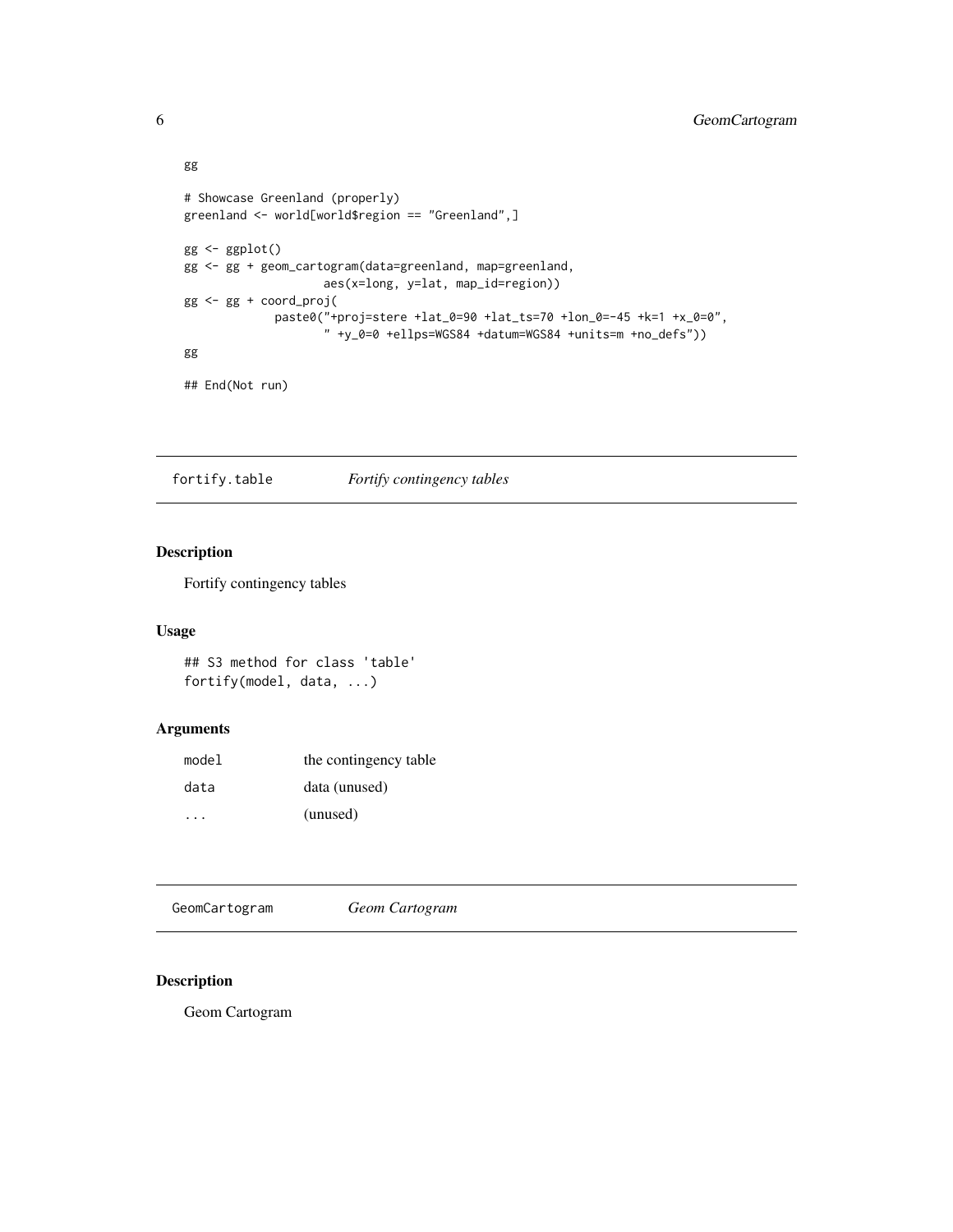```
gg

# Showcase Greenland (properly)
greenland <- world[world$region == "Greenland",]

gg <- ggplot()
gg <- gg + geom_cartogram(data=greenland, map=greenland,
                    aes(x=long, y=lat, map_id=region))
gg <- gg + coord_proj(
             paste0("+proj=stere +lat_0=90 +lat_ts=70 +lon_0=-45 +k=1 +x_0=0",
                    " +y_0=0 +ellps=WGS84 +datum=WGS84 +units=m +no_defs"))
gg

## End(Not run)
```

## fortify.table — *Fortify contingency tables*

### Description

Fortify contingency tables

### Usage

```
## S3 method for class 'table'
fortify(model, data, ...)
```

### Arguments

| | |
|---|---|
| model | the contingency table |
| data | data (unused) |
| ... | (unused) |

## GeomCartogram — *Geom Cartogram*

### Description

Geom Cartogram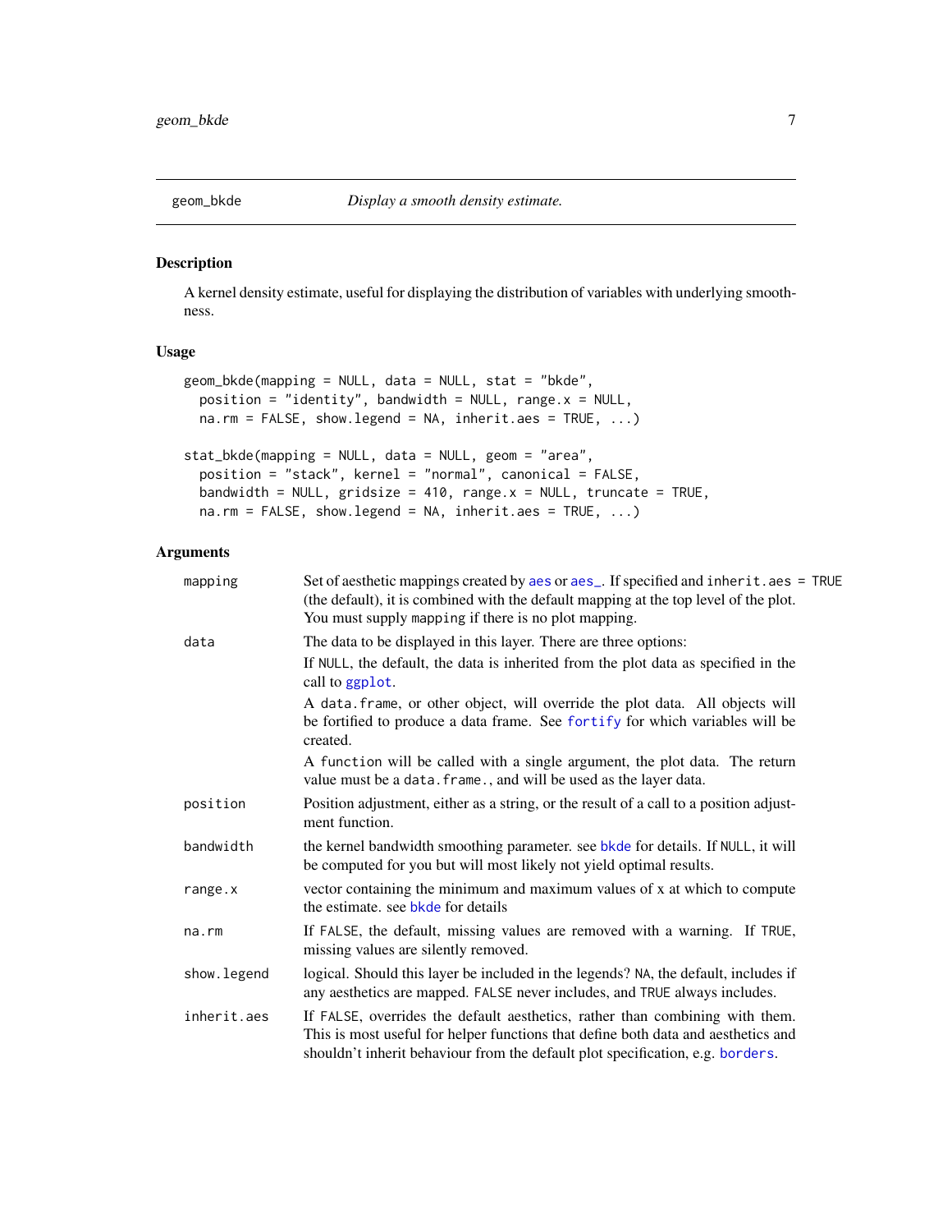## geom_bkde — *Display a smooth density estimate.*

### Description

A kernel density estimate, useful for displaying the distribution of variables with underlying smoothness.

### Usage

```
geom_bkde(mapping = NULL, data = NULL, stat = "bkde",
  position = "identity", bandwidth = NULL, range.x = NULL,
  na.rm = FALSE, show.legend = NA, inherit.aes = TRUE, ...)

stat_bkde(mapping = NULL, data = NULL, geom = "area",
  position = "stack", kernel = "normal", canonical = FALSE,
  bandwidth = NULL, gridsize = 410, range.x = NULL, truncate = TRUE,
  na.rm = FALSE, show.legend = NA, inherit.aes = TRUE, ...)
```

### Arguments

| Argument | Description |
|---|---|
| `mapping` | Set of aesthetic mappings created by `aes` or `aes_`. If specified and `inherit.aes = TRUE` (the default), it is combined with the default mapping at the top level of the plot. You must supply `mapping` if there is no plot mapping. |
| `data` | The data to be displayed in this layer. There are three options:<br>If `NULL`, the default, the data is inherited from the plot data as specified in the call to `ggplot`.<br>A `data.frame`, or other object, will override the plot data. All objects will be fortified to produce a data frame. See `fortify` for which variables will be created.<br>A `function` will be called with a single argument, the plot data. The return value must be a `data.frame.`, and will be used as the layer data. |
| `position` | Position adjustment, either as a string, or the result of a call to a position adjustment function. |
| `bandwidth` | the kernel bandwidth smoothing parameter. see `bkde` for details. If `NULL`, it will be computed for you but will most likely not yield optimal results. |
| `range.x` | vector containing the minimum and maximum values of x at which to compute the estimate. see `bkde` for details |
| `na.rm` | If `FALSE`, the default, missing values are removed with a warning. If `TRUE`, missing values are silently removed. |
| `show.legend` | logical. Should this layer be included in the legends? `NA`, the default, includes if any aesthetics are mapped. `FALSE` never includes, and `TRUE` always includes. |
| `inherit.aes` | If `FALSE`, overrides the default aesthetics, rather than combining with them. This is most useful for helper functions that define both data and aesthetics and shouldn't inherit behaviour from the default plot specification, e.g. `borders`. |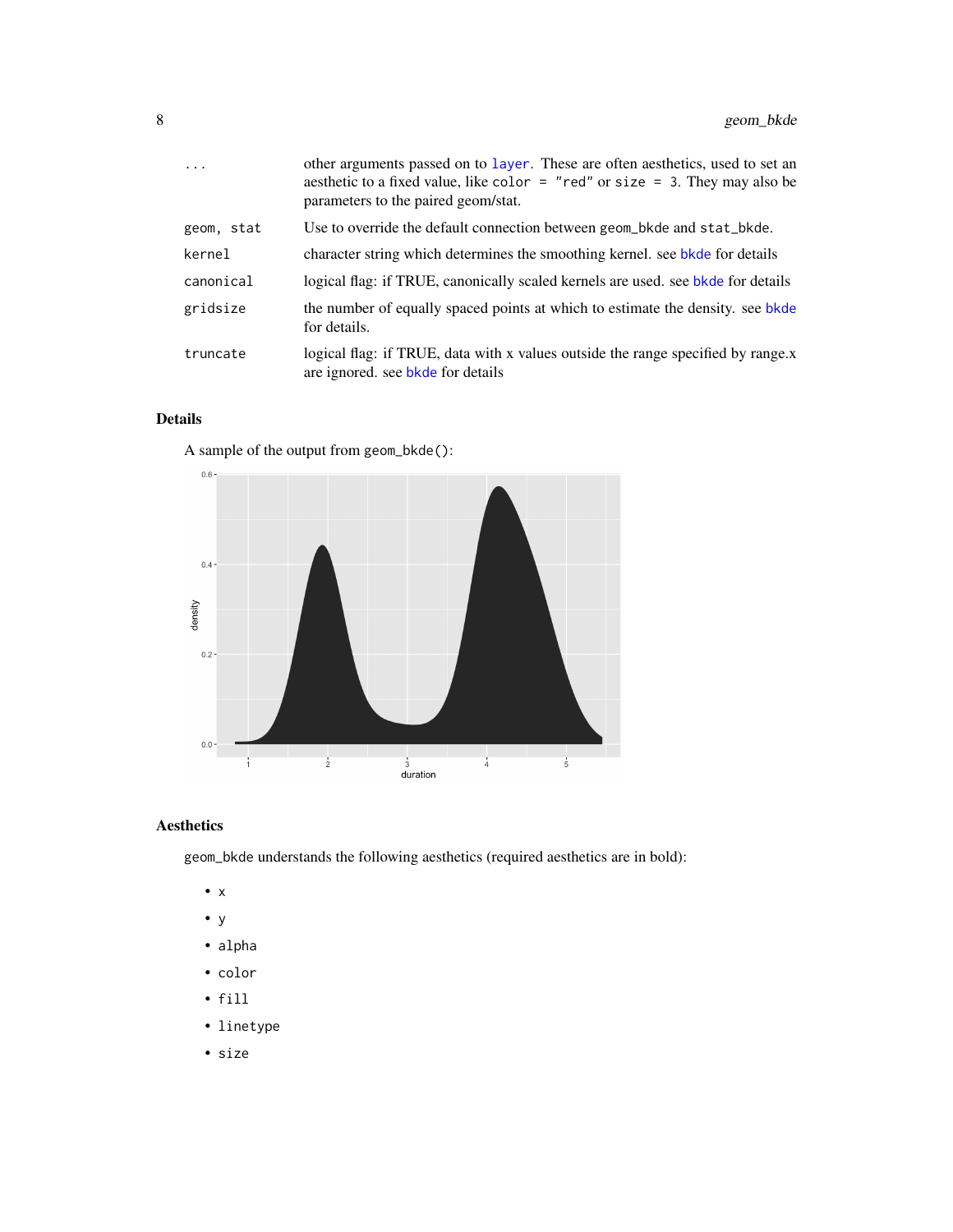| | |
|---|---|
| `...` | other arguments passed on to layer. These are often aesthetics, used to set an aesthetic to a fixed value, like `color = "red"` or `size = 3`. They may also be parameters to the paired geom/stat. |
| `geom, stat` | Use to override the default connection between `geom_bkde` and `stat_bkde`. |
| `kernel` | character string which determines the smoothing kernel. see bkde for details |
| `canonical` | logical flag: if TRUE, canonically scaled kernels are used. see bkde for details |
| `gridsize` | the number of equally spaced points at which to estimate the density. see bkde for details. |
| `truncate` | logical flag: if TRUE, data with x values outside the range specified by range.x are ignored. see bkde for details |

## Details

A sample of the output from `geom_bkde()`:

## Aesthetics

`geom_bkde` understands the following aesthetics (required aesthetics are in bold):

- `x`
- `y`
- `alpha`
- `color`
- `fill`
- `linetype`
- `size`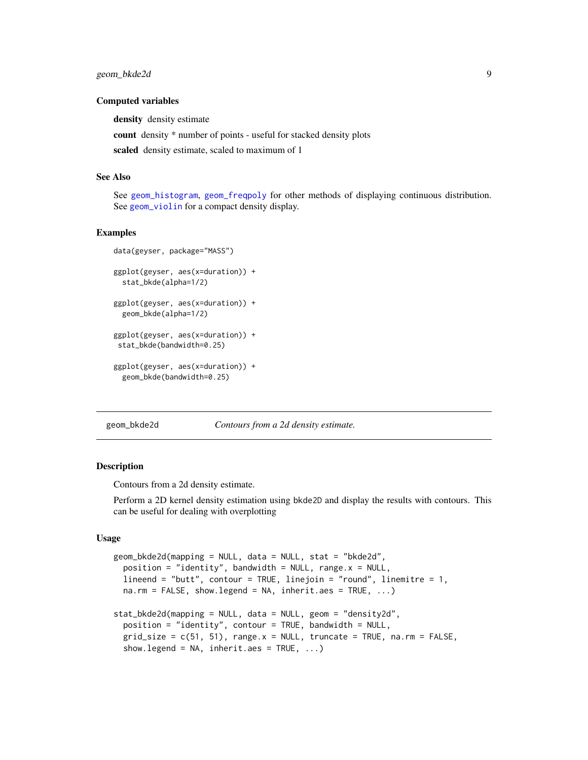### Computed variables

**density** density estimate

**count** density * number of points - useful for stacked density plots

**scaled** density estimate, scaled to maximum of 1

### See Also

See geom_histogram, geom_freqpoly for other methods of displaying continuous distribution. See geom_violin for a compact density display.

### Examples

```
data(geyser, package="MASS")

ggplot(geyser, aes(x=duration)) +
  stat_bkde(alpha=1/2)

ggplot(geyser, aes(x=duration)) +
  geom_bkde(alpha=1/2)

ggplot(geyser, aes(x=duration)) +
 stat_bkde(bandwidth=0.25)

ggplot(geyser, aes(x=duration)) +
  geom_bkde(bandwidth=0.25)
```

---

## geom_bkde2d — *Contours from a 2d density estimate.*

---

### Description

Contours from a 2d density estimate.

Perform a 2D kernel density estimation using bkde2D and display the results with contours. This can be useful for dealing with overplotting

### Usage

```
geom_bkde2d(mapping = NULL, data = NULL, stat = "bkde2d",
  position = "identity", bandwidth = NULL, range.x = NULL,
  lineend = "butt", contour = TRUE, linejoin = "round", linemitre = 1,
  na.rm = FALSE, show.legend = NA, inherit.aes = TRUE, ...)

stat_bkde2d(mapping = NULL, data = NULL, geom = "density2d",
  position = "identity", contour = TRUE, bandwidth = NULL,
  grid_size = c(51, 51), range.x = NULL, truncate = TRUE, na.rm = FALSE,
  show.legend = NA, inherit.aes = TRUE, ...)
```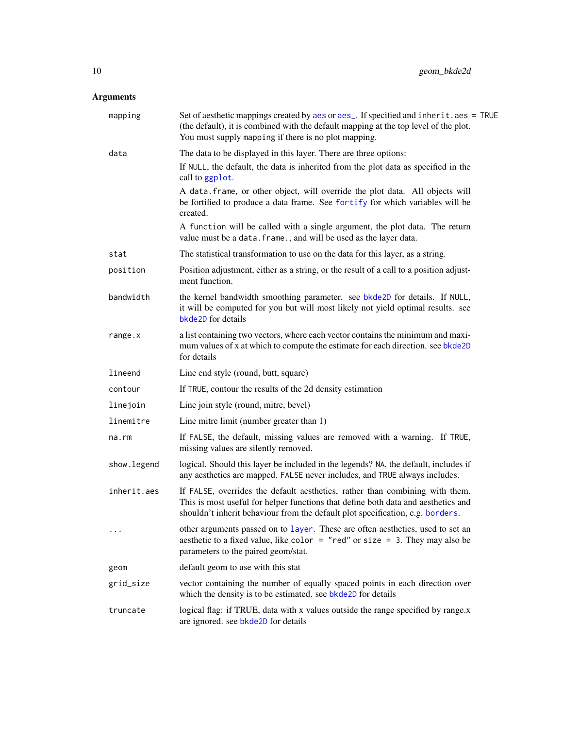### Arguments

| | |
|---|---|
| `mapping` | Set of aesthetic mappings created by `aes` or `aes_`. If specified and `inherit.aes = TRUE` (the default), it is combined with the default mapping at the top level of the plot. You must supply `mapping` if there is no plot mapping. |
| `data` | The data to be displayed in this layer. There are three options: If `NULL`, the default, the data is inherited from the plot data as specified in the call to `ggplot`. A `data.frame`, or other object, will override the plot data. All objects will be fortified to produce a data frame. See `fortify` for which variables will be created. A `function` will be called with a single argument, the plot data. The return value must be a `data.frame.`, and will be used as the layer data. |
| `stat` | The statistical transformation to use on the data for this layer, as a string. |
| `position` | Position adjustment, either as a string, or the result of a call to a position adjustment function. |
| `bandwidth` | the kernel bandwidth smoothing parameter. see `bkde2D` for details. If `NULL`, it will be computed for you but will most likely not yield optimal results. see `bkde2D` for details |
| `range.x` | a list containing two vectors, where each vector contains the minimum and maximum values of x at which to compute the estimate for each direction. see `bkde2D` for details |
| `lineend` | Line end style (round, butt, square) |
| `contour` | If `TRUE`, contour the results of the 2d density estimation |
| `linejoin` | Line join style (round, mitre, bevel) |
| `linemitre` | Line mitre limit (number greater than 1) |
| `na.rm` | If `FALSE`, the default, missing values are removed with a warning. If `TRUE`, missing values are silently removed. |
| `show.legend` | logical. Should this layer be included in the legends? `NA`, the default, includes if any aesthetics are mapped. `FALSE` never includes, and `TRUE` always includes. |
| `inherit.aes` | If `FALSE`, overrides the default aesthetics, rather than combining with them. This is most useful for helper functions that define both data and aesthetics and shouldn't inherit behaviour from the default plot specification, e.g. `borders`. |
| `...` | other arguments passed on to `layer`. These are often aesthetics, used to set an aesthetic to a fixed value, like `color = "red"` or `size = 3`. They may also be parameters to the paired geom/stat. |
| `geom` | default geom to use with this stat |
| `grid_size` | vector containing the number of equally spaced points in each direction over which the density is to be estimated. see `bkde2D` for details |
| `truncate` | logical flag: if TRUE, data with x values outside the range specified by range.x are ignored. see `bkde2D` for details |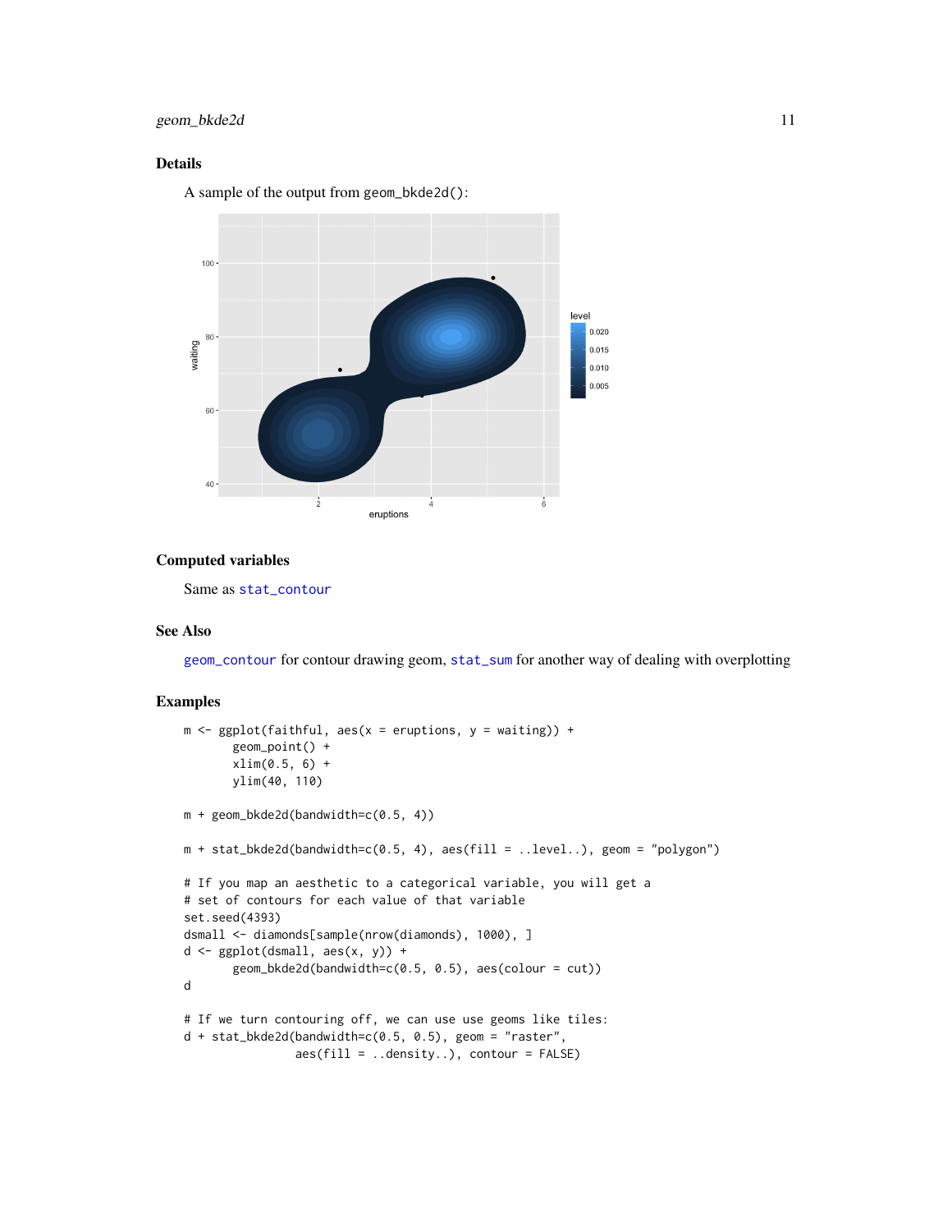### Details

A sample of the output from `geom_bkde2d()`:

### Computed variables

Same as `stat_contour`

### See Also

`geom_contour` for contour drawing geom, `stat_sum` for another way of dealing with overplotting

### Examples

```
m <- ggplot(faithful, aes(x = eruptions, y = waiting)) +
       geom_point() +
       xlim(0.5, 6) +
       ylim(40, 110)

m + geom_bkde2d(bandwidth=c(0.5, 4))

m + stat_bkde2d(bandwidth=c(0.5, 4), aes(fill = ..level..), geom = "polygon")

# If you map an aesthetic to a categorical variable, you will get a
# set of contours for each value of that variable
set.seed(4393)
dsmall <- diamonds[sample(nrow(diamonds), 1000), ]
d <- ggplot(dsmall, aes(x, y)) +
       geom_bkde2d(bandwidth=c(0.5, 0.5), aes(colour = cut))
d

# If we turn contouring off, we can use use geoms like tiles:
d + stat_bkde2d(bandwidth=c(0.5, 0.5), geom = "raster",
                aes(fill = ..density..), contour = FALSE)
```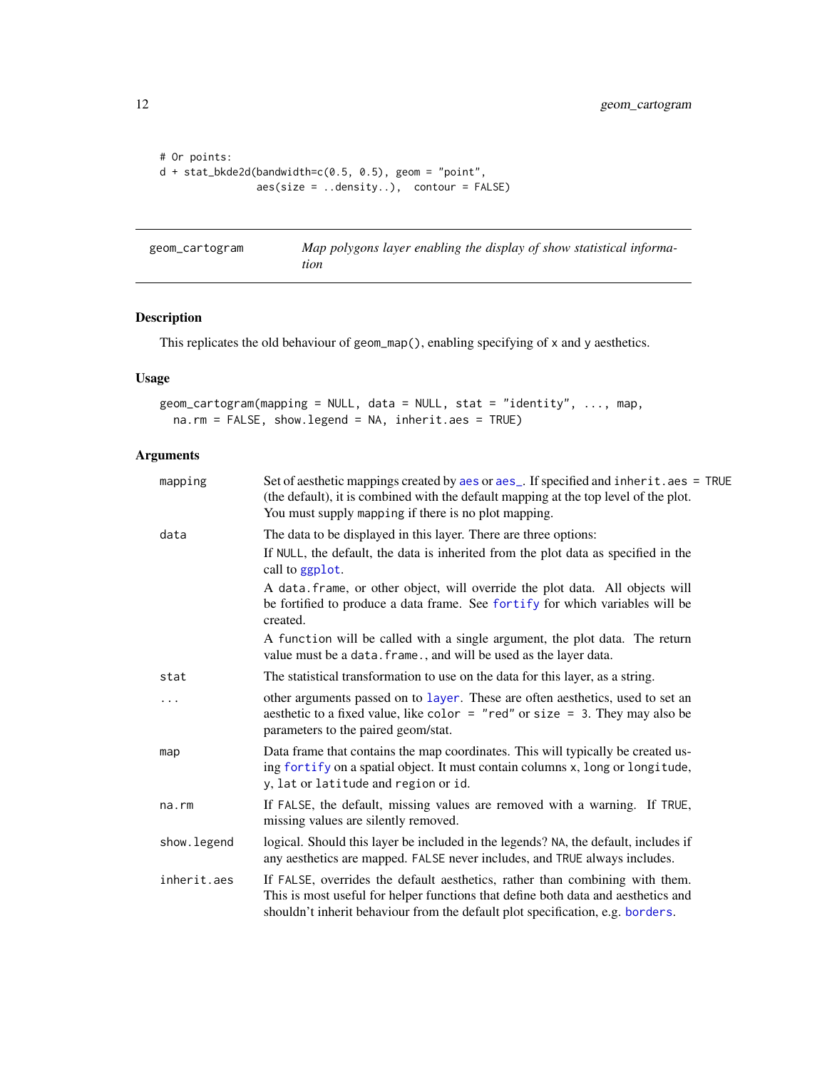```
# Or points:
d + stat_bkde2d(bandwidth=c(0.5, 0.5), geom = "point",
               aes(size = ..density..),  contour = FALSE)
```

## geom_cartogram — *Map polygons layer enabling the display of show statistical information*

### Description

This replicates the old behaviour of `geom_map()`, enabling specifying of `x` and `y` aesthetics.

### Usage

```
geom_cartogram(mapping = NULL, data = NULL, stat = "identity", ..., map,
  na.rm = FALSE, show.legend = NA, inherit.aes = TRUE)
```

### Arguments

| | |
|---|---|
| `mapping` | Set of aesthetic mappings created by `aes` or `aes_`. If specified and `inherit.aes = TRUE` (the default), it is combined with the default mapping at the top level of the plot. You must supply `mapping` if there is no plot mapping. |
| `data` | The data to be displayed in this layer. There are three options: If `NULL`, the default, the data is inherited from the plot data as specified in the call to `ggplot`. A `data.frame`, or other object, will override the plot data. All objects will be fortified to produce a data frame. See `fortify` for which variables will be created. A `function` will be called with a single argument, the plot data. The return value must be a `data.frame.`, and will be used as the layer data. |
| `stat` | The statistical transformation to use on the data for this layer, as a string. |
| `...` | other arguments passed on to `layer`. These are often aesthetics, used to set an aesthetic to a fixed value, like `color = "red"` or `size = 3`. They may also be parameters to the paired geom/stat. |
| `map` | Data frame that contains the map coordinates. This will typically be created using `fortify` on a spatial object. It must contain columns `x`, `long` or `longitude`, `y`, `lat` or `latitude` and `region` or `id`. |
| `na.rm` | If `FALSE`, the default, missing values are removed with a warning. If `TRUE`, missing values are silently removed. |
| `show.legend` | logical. Should this layer be included in the legends? `NA`, the default, includes if any aesthetics are mapped. `FALSE` never includes, and `TRUE` always includes. |
| `inherit.aes` | If `FALSE`, overrides the default aesthetics, rather than combining with them. This is most useful for helper functions that define both data and aesthetics and shouldn't inherit behaviour from the default plot specification, e.g. `borders`. |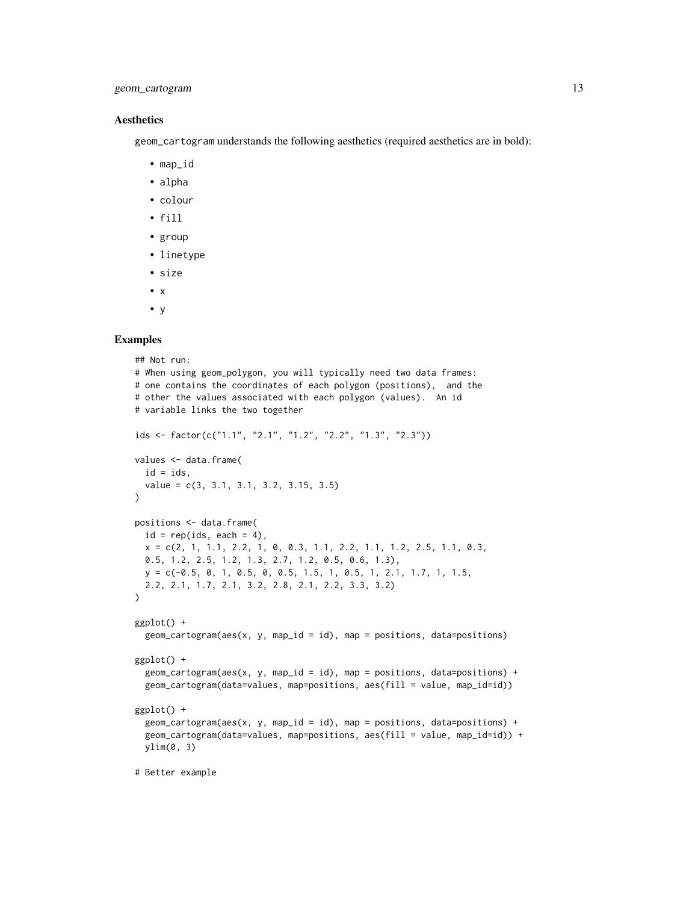### Aesthetics

geom_cartogram understands the following aesthetics (required aesthetics are in bold):

- map_id
- alpha
- colour
- fill
- group
- linetype
- size
- x
- y

### Examples

```
## Not run:
# When using geom_polygon, you will typically need two data frames:
# one contains the coordinates of each polygon (positions),  and the
# other the values associated with each polygon (values).  An id
# variable links the two together

ids <- factor(c("1.1", "2.1", "1.2", "2.2", "1.3", "2.3"))

values <- data.frame(
  id = ids,
  value = c(3, 3.1, 3.1, 3.2, 3.15, 3.5)
)

positions <- data.frame(
  id = rep(ids, each = 4),
  x = c(2, 1, 1.1, 2.2, 1, 0, 0.3, 1.1, 2.2, 1.1, 1.2, 2.5, 1.1, 0.3,
  0.5, 1.2, 2.5, 1.2, 1.3, 2.7, 1.2, 0.5, 0.6, 1.3),
  y = c(-0.5, 0, 1, 0.5, 0, 0.5, 1.5, 1, 0.5, 1, 2.1, 1.7, 1, 1.5,
  2.2, 2.1, 1.7, 2.1, 3.2, 2.8, 2.1, 2.2, 3.3, 3.2)
)

ggplot() +
  geom_cartogram(aes(x, y, map_id = id), map = positions, data=positions)

ggplot() +
  geom_cartogram(aes(x, y, map_id = id), map = positions, data=positions) +
  geom_cartogram(data=values, map=positions, aes(fill = value, map_id=id))

ggplot() +
  geom_cartogram(aes(x, y, map_id = id), map = positions, data=positions) +
  geom_cartogram(data=values, map=positions, aes(fill = value, map_id=id)) +
  ylim(0, 3)

# Better example
```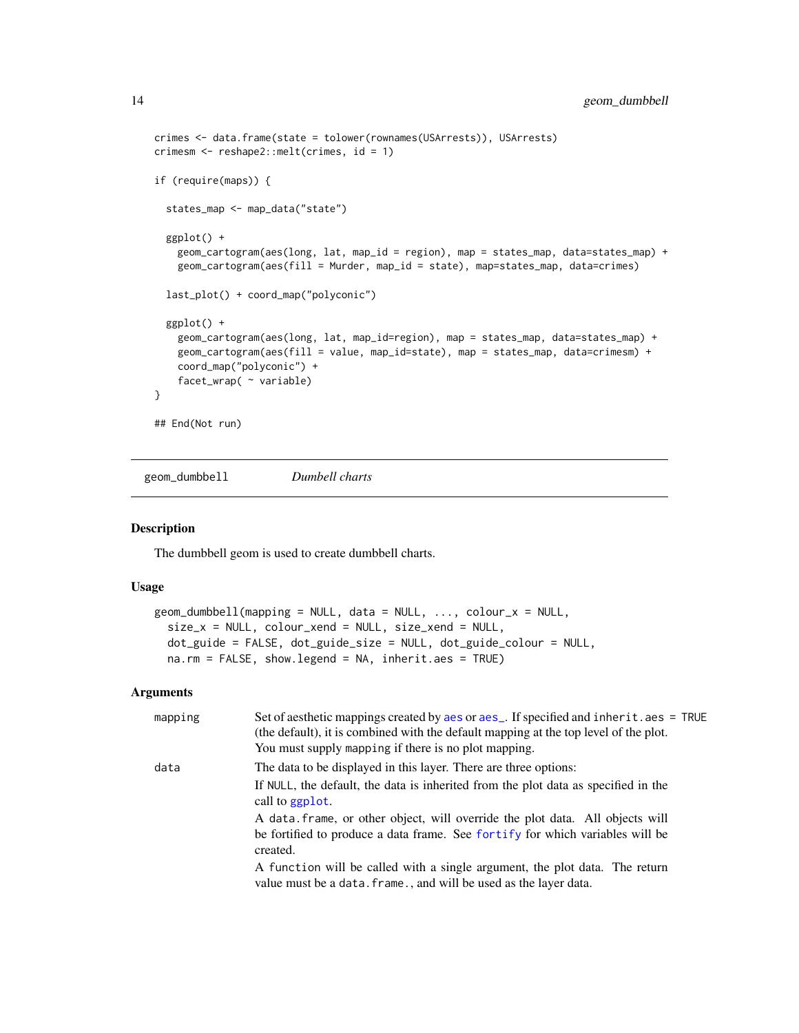```
crimes <- data.frame(state = tolower(rownames(USArrests)), USArrests)
crimesm <- reshape2::melt(crimes, id = 1)

if (require(maps)) {

  states_map <- map_data("state")

  ggplot() +
    geom_cartogram(aes(long, lat, map_id = region), map = states_map, data=states_map) +
    geom_cartogram(aes(fill = Murder, map_id = state), map=states_map, data=crimes)

  last_plot() + coord_map("polyconic")

  ggplot() +
    geom_cartogram(aes(long, lat, map_id=region), map = states_map, data=states_map) +
    geom_cartogram(aes(fill = value, map_id=state), map = states_map, data=crimesm) +
    coord_map("polyconic") +
    facet_wrap( ~ variable)
}

## End(Not run)
```

---

## geom_dumbbell *Dumbell charts*

### Description

The dumbbell geom is used to create dumbbell charts.

### Usage

```
geom_dumbbell(mapping = NULL, data = NULL, ..., colour_x = NULL,
  size_x = NULL, colour_xend = NULL, size_xend = NULL,
  dot_guide = FALSE, dot_guide_size = NULL, dot_guide_colour = NULL,
  na.rm = FALSE, show.legend = NA, inherit.aes = TRUE)
```

### Arguments

| | |
|---|---|
| `mapping` | Set of aesthetic mappings created by `aes` or `aes_`. If specified and `inherit.aes = TRUE` (the default), it is combined with the default mapping at the top level of the plot. You must supply `mapping` if there is no plot mapping. |
| `data` | The data to be displayed in this layer. There are three options:<br>If `NULL`, the default, the data is inherited from the plot data as specified in the call to `ggplot`.<br>A `data.frame`, or other object, will override the plot data. All objects will be fortified to produce a data frame. See `fortify` for which variables will be created.<br>A `function` will be called with a single argument, the plot data. The return value must be a `data.frame.`, and will be used as the layer data. |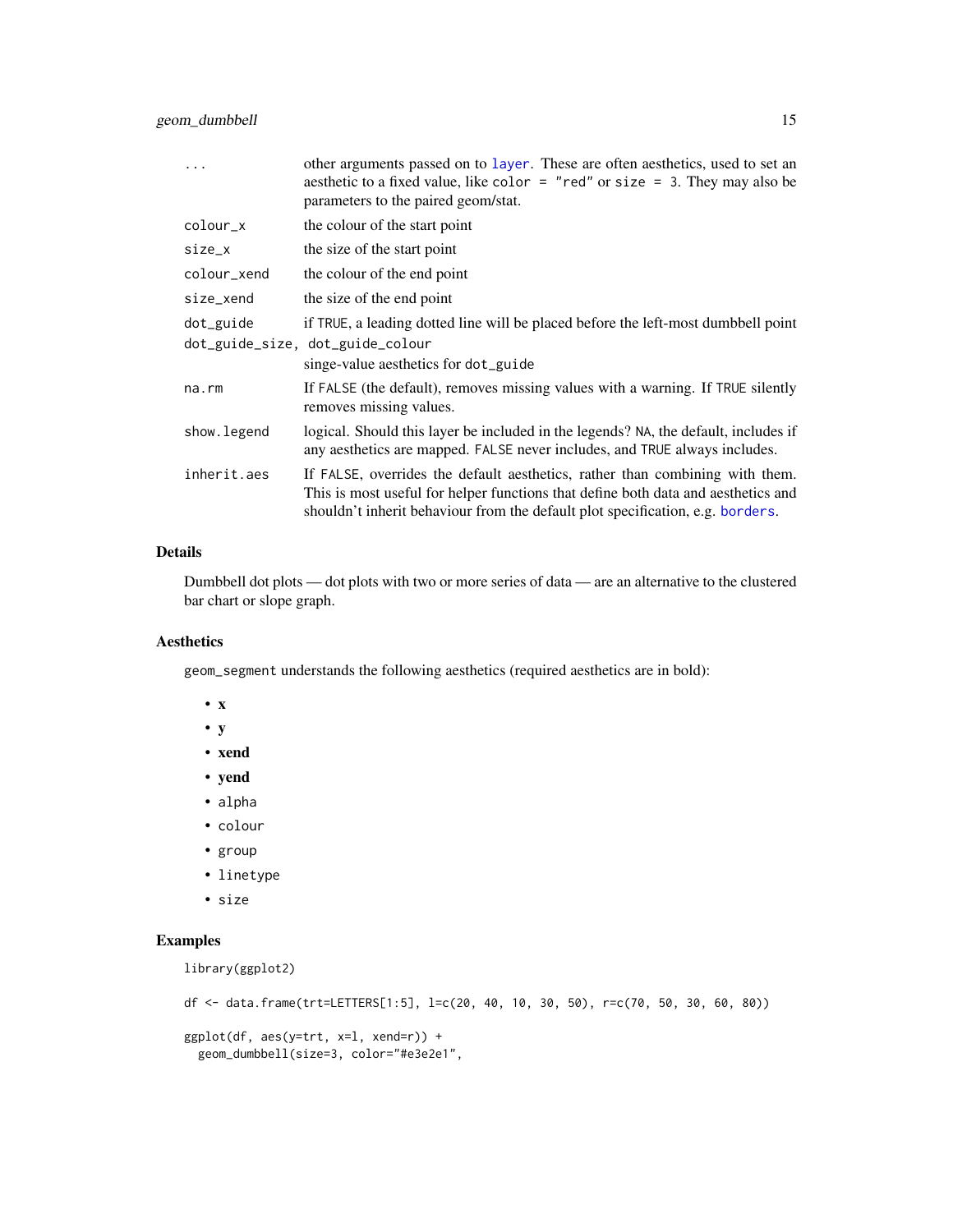| | |
|---|---|
| ... | other arguments passed on to `layer`. These are often aesthetics, used to set an aesthetic to a fixed value, like `color = "red"` or `size = 3`. They may also be parameters to the paired geom/stat. |
| colour_x | the colour of the start point |
| size_x | the size of the start point |
| colour_xend | the colour of the end point |
| size_xend | the size of the end point |
| dot_guide | if TRUE, a leading dotted line will be placed before the left-most dumbbell point |
| dot_guide_size, dot_guide_colour | singe-value aesthetics for dot_guide |
| na.rm | If FALSE (the default), removes missing values with a warning. If TRUE silently removes missing values. |
| show.legend | logical. Should this layer be included in the legends? NA, the default, includes if any aesthetics are mapped. FALSE never includes, and TRUE always includes. |
| inherit.aes | If FALSE, overrides the default aesthetics, rather than combining with them. This is most useful for helper functions that define both data and aesthetics and shouldn't inherit behaviour from the default plot specification, e.g. `borders`. |

## Details

Dumbbell dot plots — dot plots with two or more series of data — are an alternative to the clustered bar chart or slope graph.

## Aesthetics

geom_segment understands the following aesthetics (required aesthetics are in bold):

- **x**
- **y**
- **xend**
- **yend**
- alpha
- colour
- group
- linetype
- size

## Examples

```
library(ggplot2)

df <- data.frame(trt=LETTERS[1:5], l=c(20, 40, 10, 30, 50), r=c(70, 50, 30, 60, 80))

ggplot(df, aes(y=trt, x=l, xend=r)) +
  geom_dumbbell(size=3, color="#e3e2e1",
```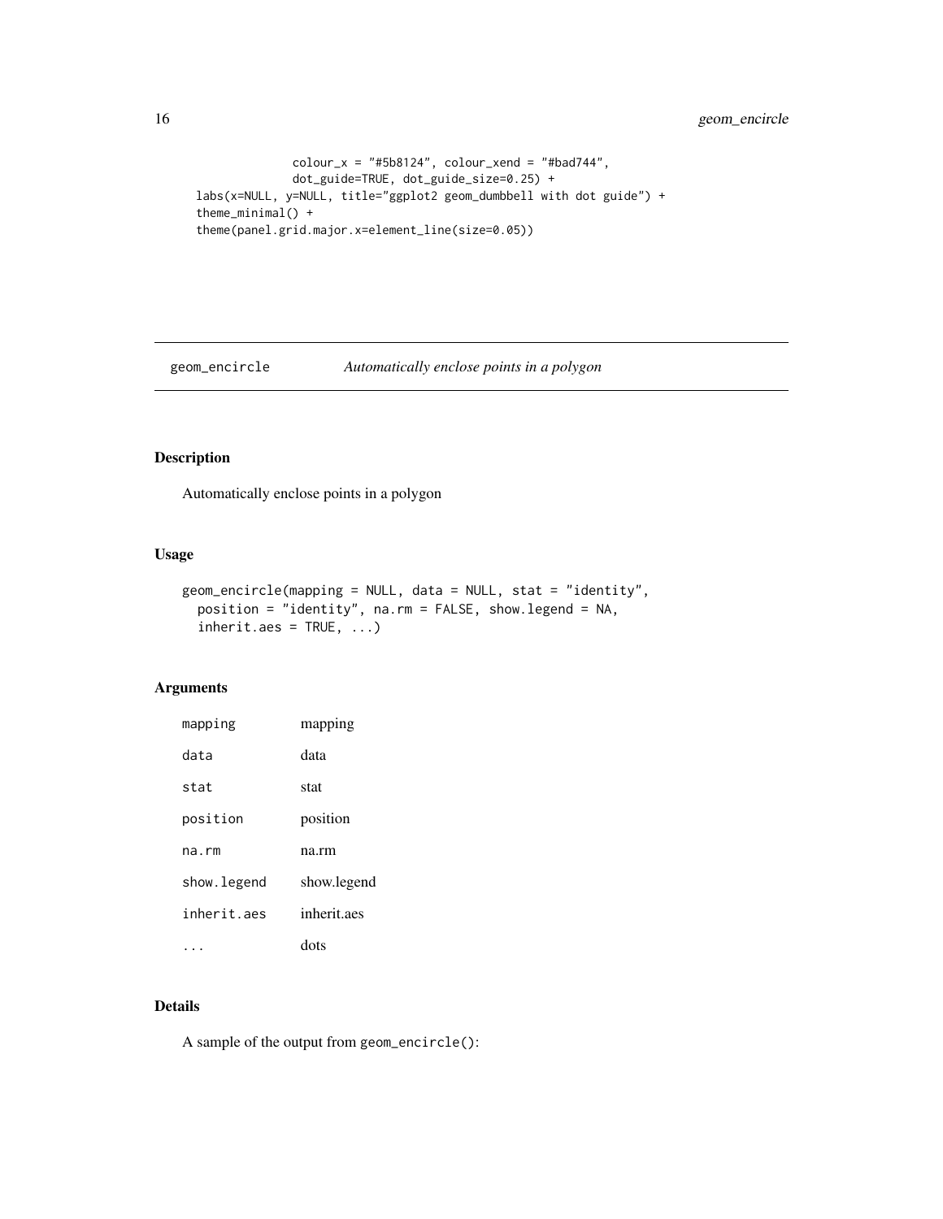```
            colour_x = "#5b8124", colour_xend = "#bad744",
            dot_guide=TRUE, dot_guide_size=0.25) +
labs(x=NULL, y=NULL, title="ggplot2 geom_dumbbell with dot guide") +
theme_minimal() +
theme(panel.grid.major.x=element_line(size=0.05))
```

## geom_encircle *Automatically enclose points in a polygon*

### Description

Automatically enclose points in a polygon

### Usage

```
geom_encircle(mapping = NULL, data = NULL, stat = "identity",
  position = "identity", na.rm = FALSE, show.legend = NA,
  inherit.aes = TRUE, ...)
```

### Arguments

| | |
|---|---|
| mapping | mapping |
| data | data |
| stat | stat |
| position | position |
| na.rm | na.rm |
| show.legend | show.legend |
| inherit.aes | inherit.aes |
| ... | dots |

### Details

A sample of the output from `geom_encircle()`: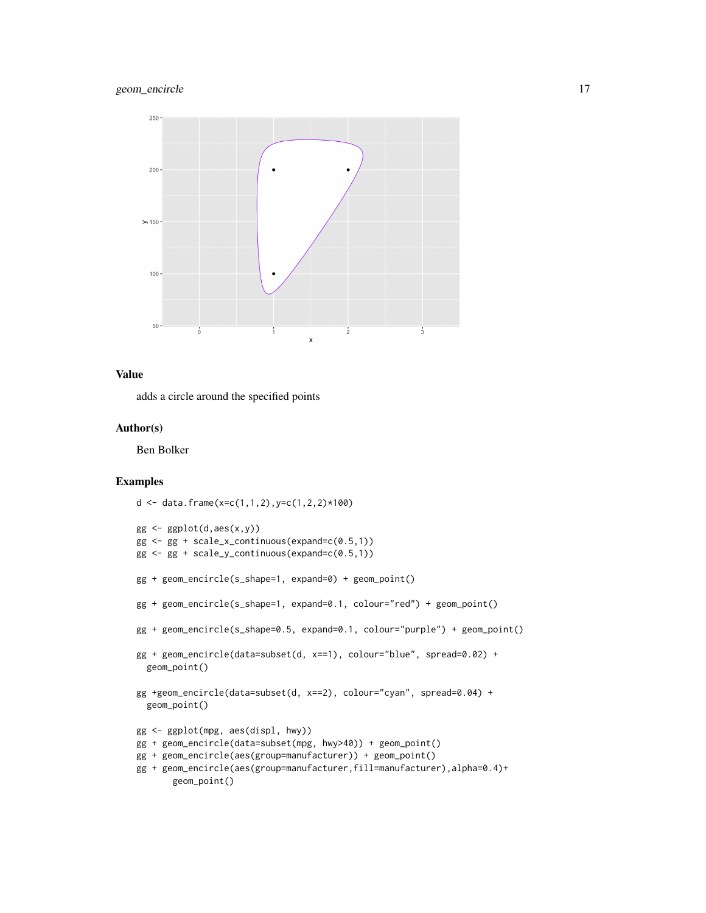## Value

adds a circle around the specified points

## Author(s)

Ben Bolker

## Examples

```
d <- data.frame(x=c(1,1,2),y=c(1,2,2)*100)

gg <- ggplot(d,aes(x,y))
gg <- gg + scale_x_continuous(expand=c(0.5,1))
gg <- gg + scale_y_continuous(expand=c(0.5,1))

gg + geom_encircle(s_shape=1, expand=0) + geom_point()

gg + geom_encircle(s_shape=1, expand=0.1, colour="red") + geom_point()

gg + geom_encircle(s_shape=0.5, expand=0.1, colour="purple") + geom_point()

gg + geom_encircle(data=subset(d, x==1), colour="blue", spread=0.02) +
  geom_point()

gg +geom_encircle(data=subset(d, x==2), colour="cyan", spread=0.04) +
  geom_point()

gg <- ggplot(mpg, aes(displ, hwy))
gg + geom_encircle(data=subset(mpg, hwy>40)) + geom_point()
gg + geom_encircle(aes(group=manufacturer)) + geom_point()
gg + geom_encircle(aes(group=manufacturer,fill=manufacturer),alpha=0.4)+
       geom_point()
```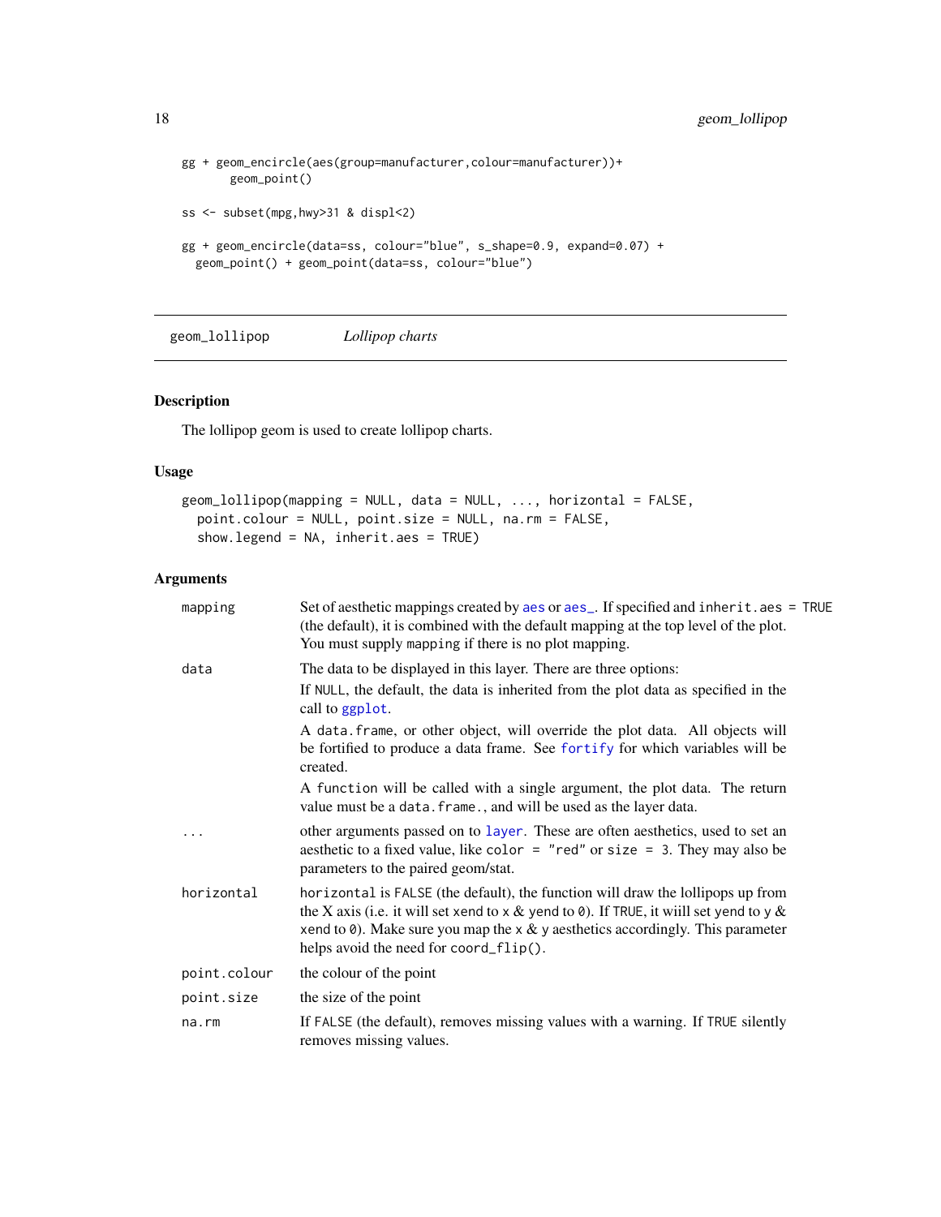```
gg + geom_encircle(aes(group=manufacturer,colour=manufacturer))+
       geom_point()

ss <- subset(mpg,hwy>31 & displ<2)

gg + geom_encircle(data=ss, colour="blue", s_shape=0.9, expand=0.07) +
  geom_point() + geom_point(data=ss, colour="blue")
```

---

`geom_lollipop` *Lollipop charts*

---

## Description

The lollipop geom is used to create lollipop charts.

## Usage

```
geom_lollipop(mapping = NULL, data = NULL, ..., horizontal = FALSE,
  point.colour = NULL, point.size = NULL, na.rm = FALSE,
  show.legend = NA, inherit.aes = TRUE)
```

## Arguments

| | |
|---|---|
| `mapping` | Set of aesthetic mappings created by `aes` or `aes_`. If specified and `inherit.aes = TRUE` (the default), it is combined with the default mapping at the top level of the plot. You must supply `mapping` if there is no plot mapping. |
| `data` | The data to be displayed in this layer. There are three options: If `NULL`, the default, the data is inherited from the plot data as specified in the call to `ggplot`. A `data.frame`, or other object, will override the plot data. All objects will be fortified to produce a data frame. See `fortify` for which variables will be created. A `function` will be called with a single argument, the plot data. The return value must be a `data.frame.`, and will be used as the layer data. |
| `...` | other arguments passed on to `layer`. These are often aesthetics, used to set an aesthetic to a fixed value, like `color = "red"` or `size = 3`. They may also be parameters to the paired geom/stat. |
| `horizontal` | `horizontal` is `FALSE` (the default), the function will draw the lollipops up from the X axis (i.e. it will set `xend` to `x` & `yend` to `0`). If `TRUE`, it wiill set `yend` to `y` & `xend` to `0`). Make sure you map the `x` & `y` aesthetics accordingly. This parameter helps avoid the need for `coord_flip()`. |
| `point.colour` | the colour of the point |
| `point.size` | the size of the point |
| `na.rm` | If `FALSE` (the default), removes missing values with a warning. If `TRUE` silently removes missing values. |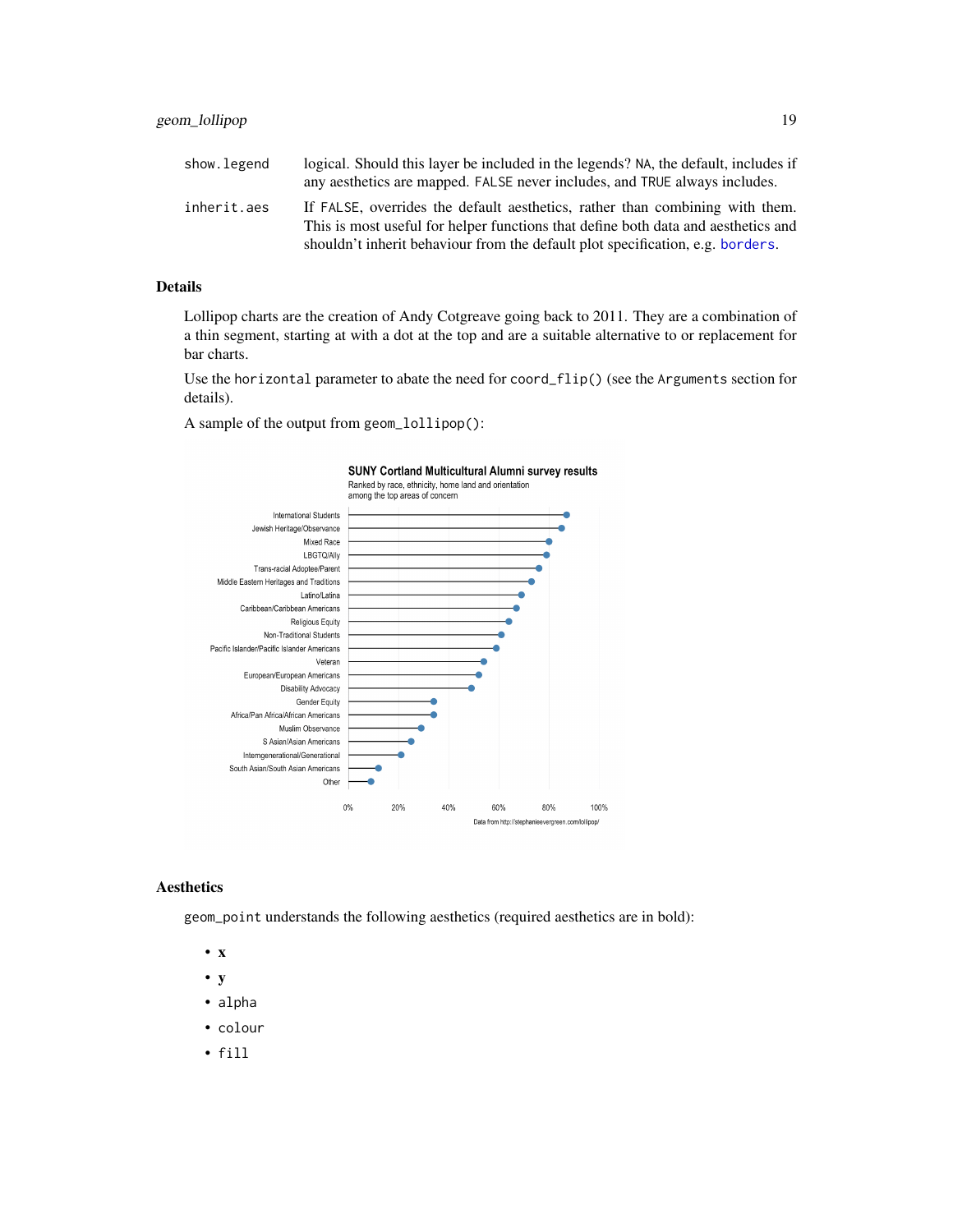| | |
|---|---|
| show.legend | logical. Should this layer be included in the legends? NA, the default, includes if any aesthetics are mapped. FALSE never includes, and TRUE always includes. |
| inherit.aes | If FALSE, overrides the default aesthetics, rather than combining with them. This is most useful for helper functions that define both data and aesthetics and shouldn't inherit behaviour from the default plot specification, e.g. borders. |

## Details

Lollipop charts are the creation of Andy Cotgreave going back to 2011. They are a combination of a thin segment, starting at with a dot at the top and are a suitable alternative to or replacement for bar charts.

Use the horizontal parameter to abate the need for coord_flip() (see the Arguments section for details).

A sample of the output from geom_lollipop():

**SUNY Cortland Multicultural Alumni survey results**
Ranked by race, ethnicity, home land and orientation among the top areas of concern

- International Students
- Jewish Heritage/Observance
- Mixed Race
- LBGTQ/Ally
- Trans-racial Adoptee/Parent
- Middle Eastern Heritages and Traditions
- Latino/Latina
- Caribbean/Caribbean Americans
- Religious Equity
- Non-Traditional Students
- Pacific Islander/Pacific Islander Americans
- Veteran
- European/European Americans
- Disability Advocacy
- Gender Equity
- Africa/Pan Africa/African Americans
- Muslim Observance
- S Asian/Asian Americans
- Intergenerational/Generational
- South Asian/South Asian Americans
- Other

0% 20% 40% 60% 80% 100%

Data from http://stephanieevergreen.com/lollipop/

## Aesthetics

geom_point understands the following aesthetics (required aesthetics are in bold):

- **x**
- **y**
- alpha
- colour
- fill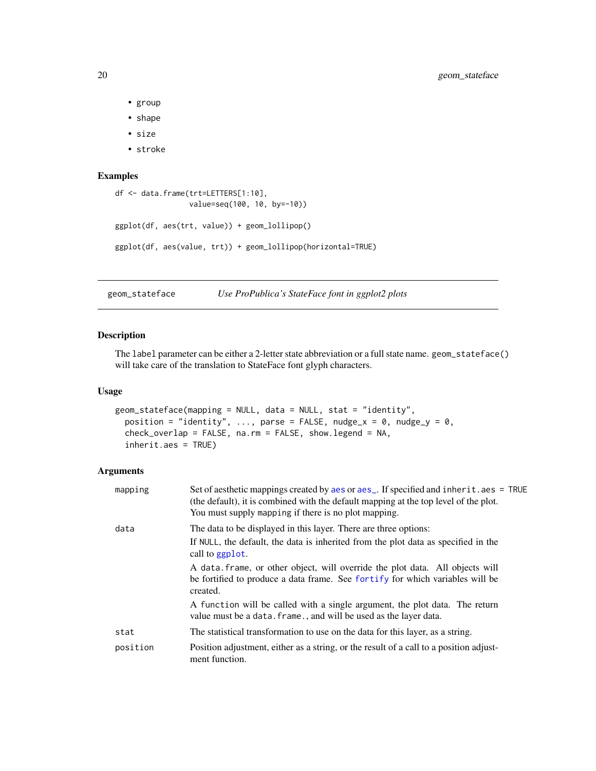- group
- shape
- size
- stroke

## Examples

```
df <- data.frame(trt=LETTERS[1:10],
                 value=seq(100, 10, by=-10))

ggplot(df, aes(trt, value)) + geom_lollipop()

ggplot(df, aes(value, trt)) + geom_lollipop(horizontal=TRUE)
```

---

# geom_stateface    *Use ProPublica's StateFace font in ggplot2 plots*

---

## Description

The `label` parameter can be either a 2-letter state abbreviation or a full state name. `geom_stateface()` will take care of the translation to StateFace font glyph characters.

## Usage

```
geom_stateface(mapping = NULL, data = NULL, stat = "identity",
  position = "identity", ..., parse = FALSE, nudge_x = 0, nudge_y = 0,
  check_overlap = FALSE, na.rm = FALSE, show.legend = NA,
  inherit.aes = TRUE)
```

## Arguments

| | |
|---|---|
| `mapping` | Set of aesthetic mappings created by `aes` or `aes_`. If specified and `inherit.aes = TRUE` (the default), it is combined with the default mapping at the top level of the plot. You must supply `mapping` if there is no plot mapping. |
| `data` | The data to be displayed in this layer. There are three options:<br><br>If `NULL`, the default, the data is inherited from the plot data as specified in the call to `ggplot`.<br><br>A `data.frame`, or other object, will override the plot data. All objects will be fortified to produce a data frame. See `fortify` for which variables will be created.<br><br>A `function` will be called with a single argument, the plot data. The return value must be a `data.frame.`, and will be used as the layer data. |
| `stat` | The statistical transformation to use on the data for this layer, as a string. |
| `position` | Position adjustment, either as a string, or the result of a call to a position adjustment function. |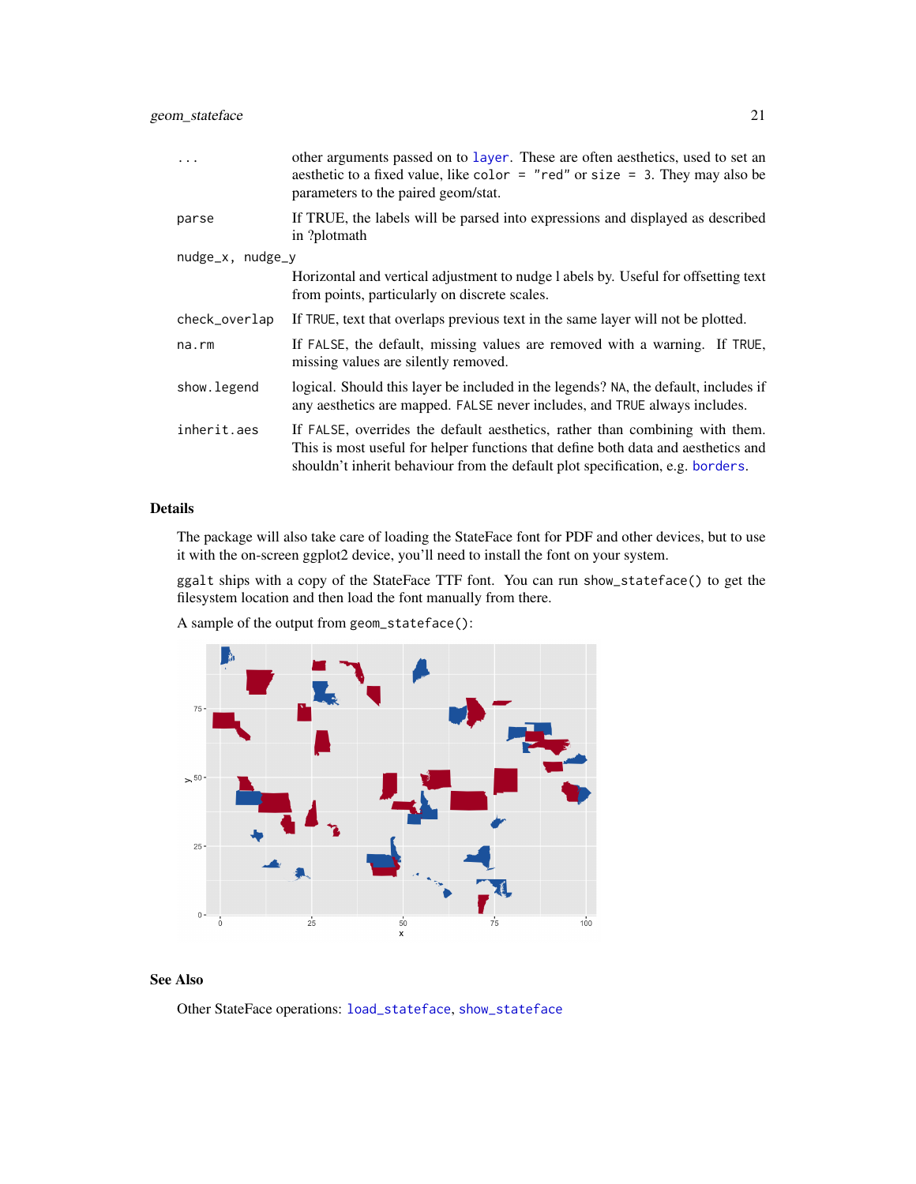| | |
|---|---|
| ... | other arguments passed on to `layer`. These are often aesthetics, used to set an aesthetic to a fixed value, like `color = "red"` or `size = 3`. They may also be parameters to the paired geom/stat. |
| parse | If TRUE, the labels will be parsed into expressions and displayed as described in ?plotmath |
| nudge_x, nudge_y | Horizontal and vertical adjustment to nudge l abels by. Useful for offsetting text from points, particularly on discrete scales. |
| check_overlap | If `TRUE`, text that overlaps previous text in the same layer will not be plotted. |
| na.rm | If `FALSE`, the default, missing values are removed with a warning. If `TRUE`, missing values are silently removed. |
| show.legend | logical. Should this layer be included in the legends? `NA`, the default, includes if any aesthetics are mapped. `FALSE` never includes, and `TRUE` always includes. |
| inherit.aes | If `FALSE`, overrides the default aesthetics, rather than combining with them. This is most useful for helper functions that define both data and aesthetics and shouldn't inherit behaviour from the default plot specification, e.g. `borders`. |

## Details

The package will also take care of loading the StateFace font for PDF and other devices, but to use it with the on-screen ggplot2 device, you'll need to install the font on your system.

`ggalt` ships with a copy of the StateFace TTF font. You can run `show_stateface()` to get the filesystem location and then load the font manually from there.

A sample of the output from `geom_stateface()`:

## See Also

Other StateFace operations: `load_stateface`, `show_stateface`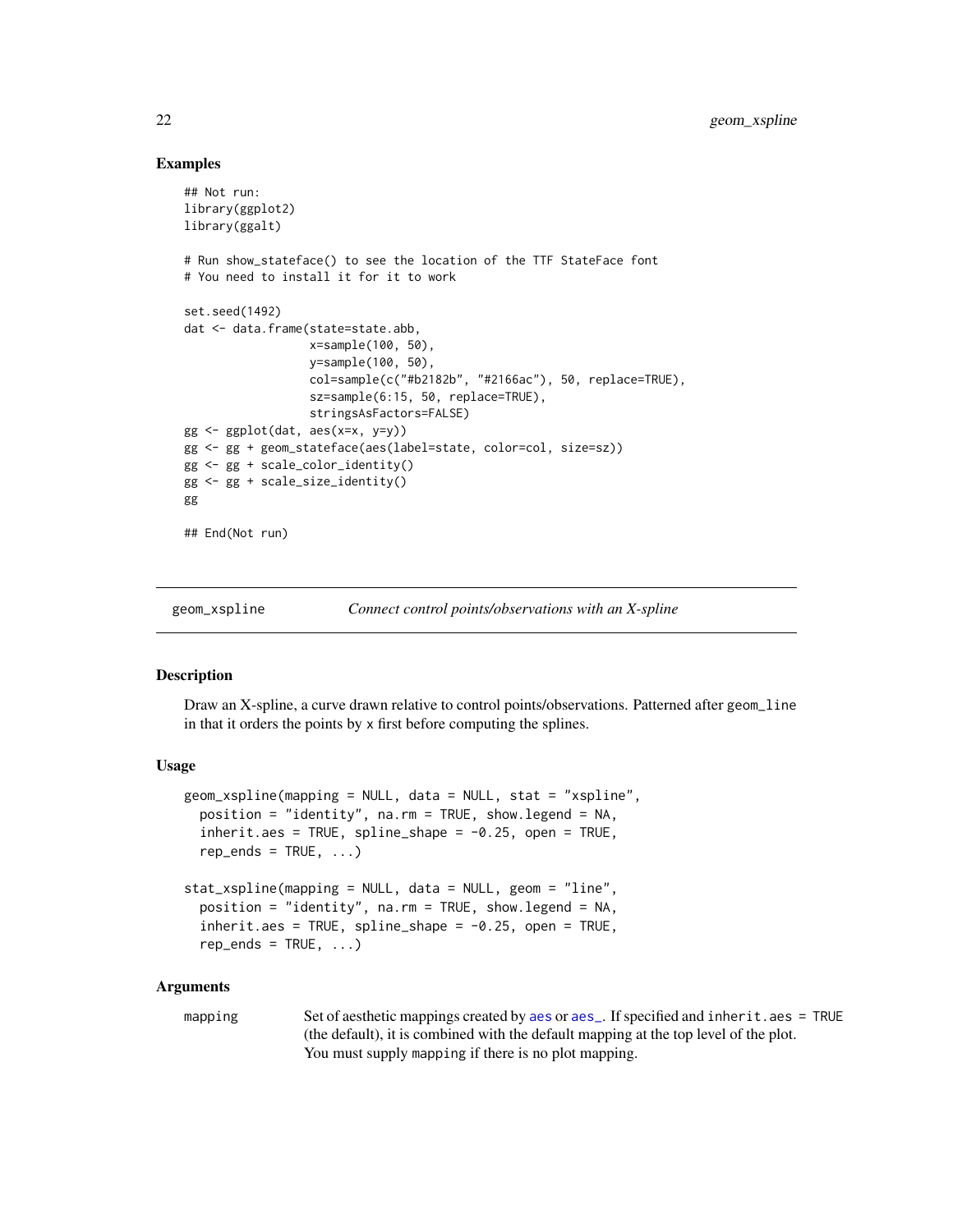## Examples

```
## Not run:
library(ggplot2)
library(ggalt)

# Run show_stateface() to see the location of the TTF StateFace font
# You need to install it for it to work

set.seed(1492)
dat <- data.frame(state=state.abb,
                  x=sample(100, 50),
                  y=sample(100, 50),
                  col=sample(c("#b2182b", "#2166ac"), 50, replace=TRUE),
                  sz=sample(6:15, 50, replace=TRUE),
                  stringsAsFactors=FALSE)
gg <- ggplot(dat, aes(x=x, y=y))
gg <- gg + geom_stateface(aes(label=state, color=col, size=sz))
gg <- gg + scale_color_identity()
gg <- gg + scale_size_identity()
gg

## End(Not run)
```

---

# geom_xspline — *Connect control points/observations with an X-spline*

## Description

Draw an X-spline, a curve drawn relative to control points/observations. Patterned after `geom_line` in that it orders the points by `x` first before computing the splines.

## Usage

```
geom_xspline(mapping = NULL, data = NULL, stat = "xspline",
  position = "identity", na.rm = TRUE, show.legend = NA,
  inherit.aes = TRUE, spline_shape = -0.25, open = TRUE,
  rep_ends = TRUE, ...)

stat_xspline(mapping = NULL, data = NULL, geom = "line",
  position = "identity", na.rm = TRUE, show.legend = NA,
  inherit.aes = TRUE, spline_shape = -0.25, open = TRUE,
  rep_ends = TRUE, ...)
```

## Arguments

| | |
|---|---|
| `mapping` | Set of aesthetic mappings created by `aes` or `aes_`. If specified and `inherit.aes = TRUE` (the default), it is combined with the default mapping at the top level of the plot. You must supply `mapping` if there is no plot mapping. |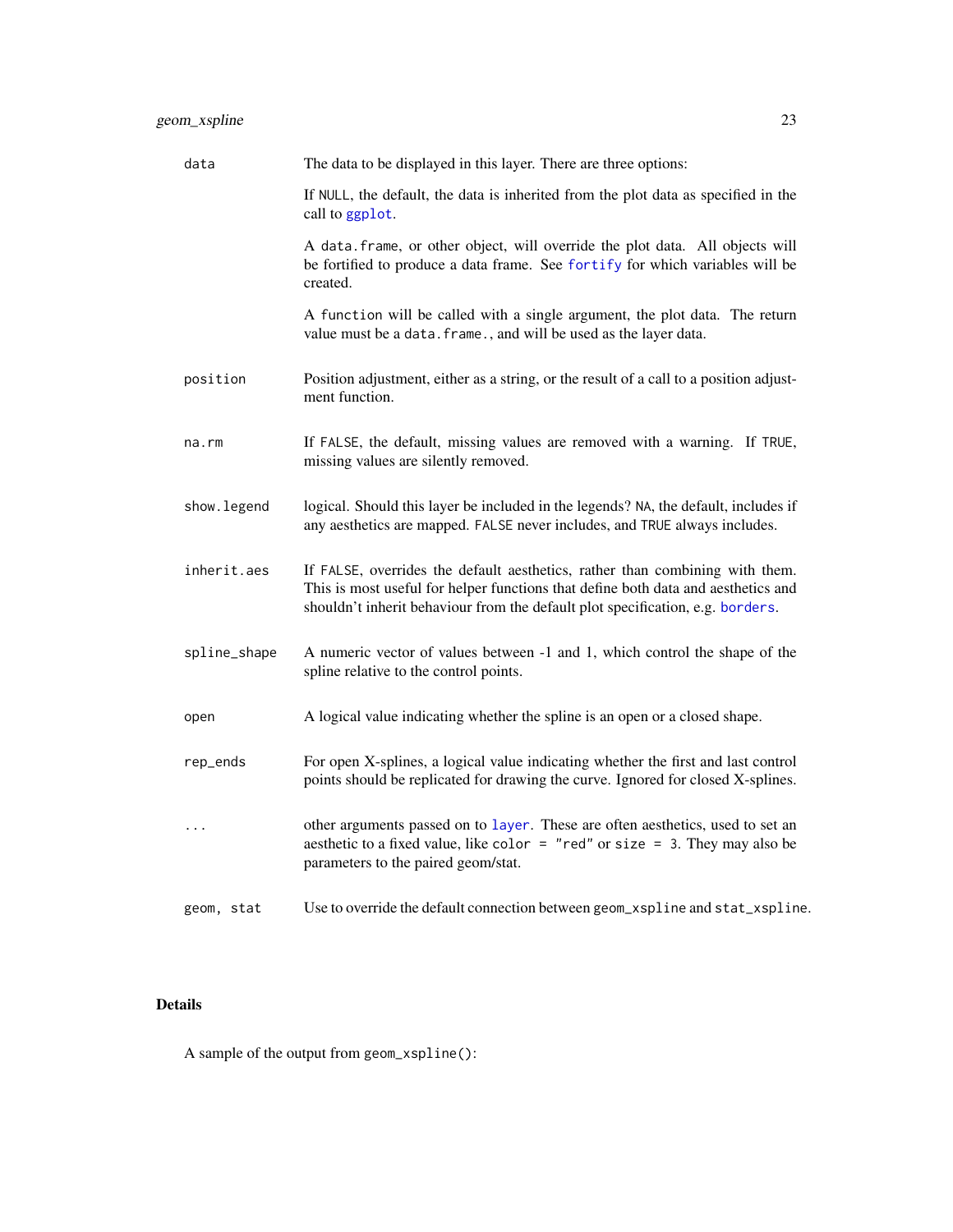| | |
|---|---|
| `data` | The data to be displayed in this layer. There are three options:<br><br>If `NULL`, the default, the data is inherited from the plot data as specified in the call to `ggplot`.<br><br>A `data.frame`, or other object, will override the plot data. All objects will be fortified to produce a data frame. See `fortify` for which variables will be created.<br><br>A `function` will be called with a single argument, the plot data. The return value must be a `data.frame.`, and will be used as the layer data. |
| `position` | Position adjustment, either as a string, or the result of a call to a position adjustment function. |
| `na.rm` | If `FALSE`, the default, missing values are removed with a warning. If `TRUE`, missing values are silently removed. |
| `show.legend` | logical. Should this layer be included in the legends? `NA`, the default, includes if any aesthetics are mapped. `FALSE` never includes, and `TRUE` always includes. |
| `inherit.aes` | If `FALSE`, overrides the default aesthetics, rather than combining with them. This is most useful for helper functions that define both data and aesthetics and shouldn't inherit behaviour from the default plot specification, e.g. `borders`. |
| `spline_shape` | A numeric vector of values between -1 and 1, which control the shape of the spline relative to the control points. |
| `open` | A logical value indicating whether the spline is an open or a closed shape. |
| `rep_ends` | For open X-splines, a logical value indicating whether the first and last control points should be replicated for drawing the curve. Ignored for closed X-splines. |
| `...` | other arguments passed on to `layer`. These are often aesthetics, used to set an aesthetic to a fixed value, like `color = "red"` or `size = 3`. They may also be parameters to the paired geom/stat. |
| `geom, stat` | Use to override the default connection between `geom_xspline` and `stat_xspline`. |

## Details

A sample of the output from `geom_xspline()`: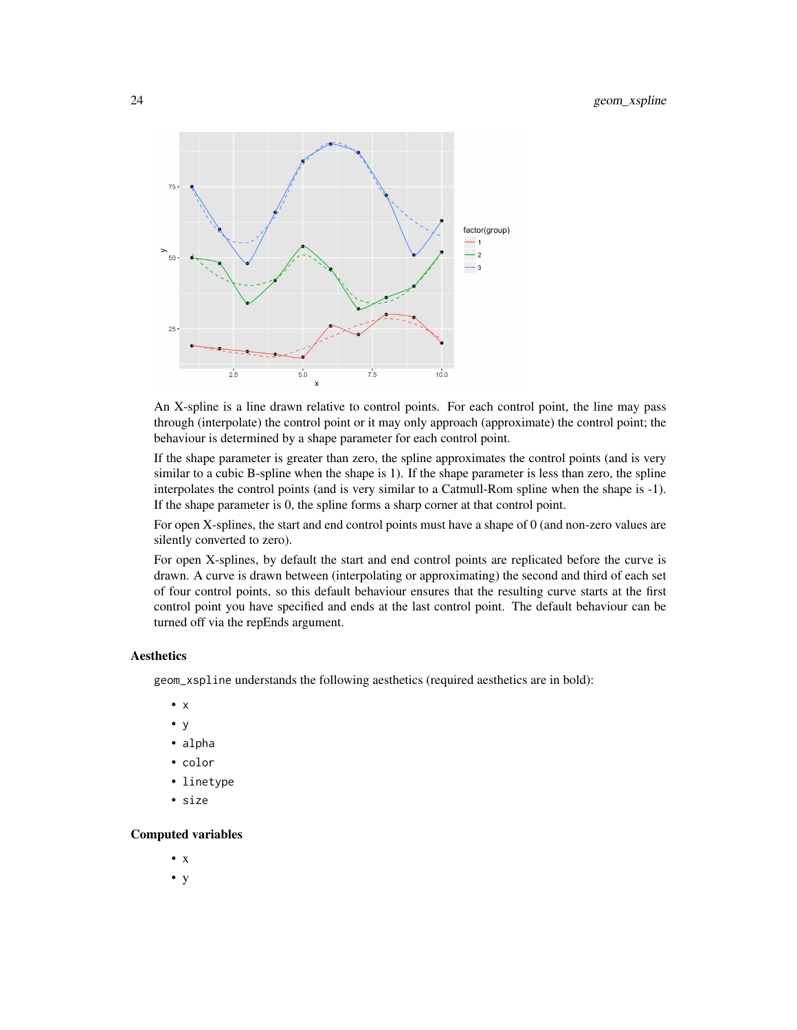An X-spline is a line drawn relative to control points. For each control point, the line may pass through (interpolate) the control point or it may only approach (approximate) the control point; the behaviour is determined by a shape parameter for each control point.

If the shape parameter is greater than zero, the spline approximates the control points (and is very similar to a cubic B-spline when the shape is 1). If the shape parameter is less than zero, the spline interpolates the control points (and is very similar to a Catmull-Rom spline when the shape is -1). If the shape parameter is 0, the spline forms a sharp corner at that control point.

For open X-splines, the start and end control points must have a shape of 0 (and non-zero values are silently converted to zero).

For open X-splines, by default the start and end control points are replicated before the curve is drawn. A curve is drawn between (interpolating or approximating) the second and third of each set of four control points, so this default behaviour ensures that the resulting curve starts at the first control point you have specified and ends at the last control point. The default behaviour can be turned off via the repEnds argument.

### Aesthetics

`geom_xspline` understands the following aesthetics (required aesthetics are in bold):

- `x`
- `y`
- `alpha`
- `color`
- `linetype`
- `size`

### Computed variables

- x
- y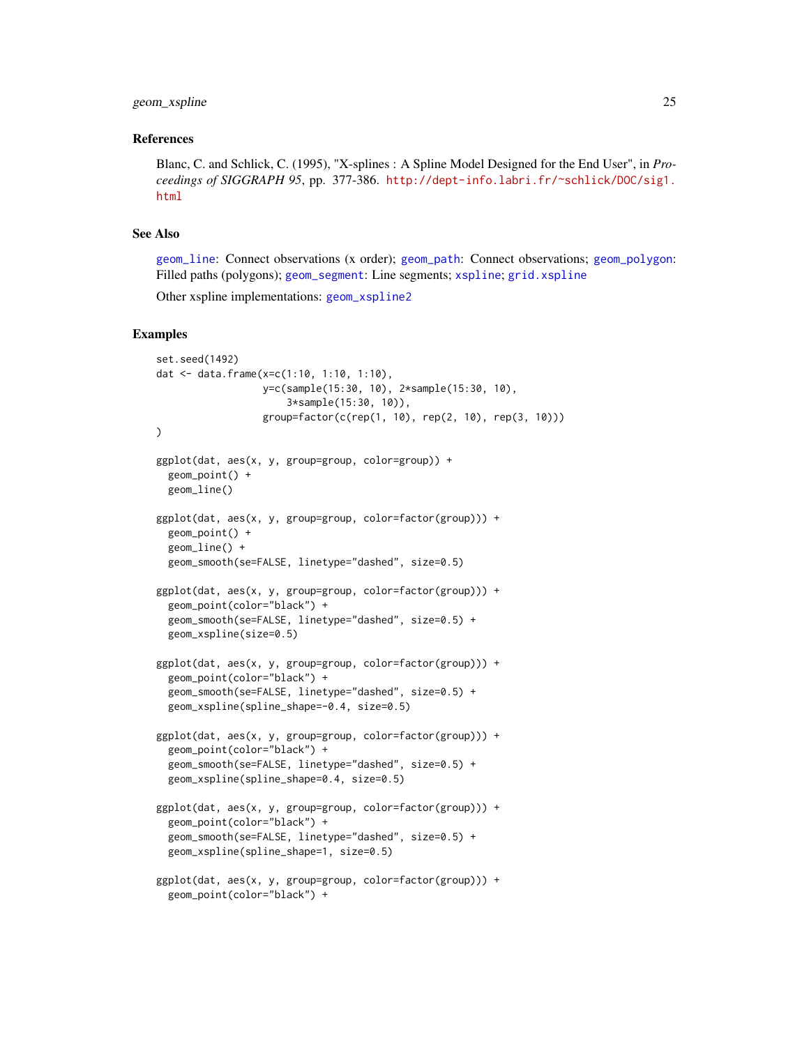## References

Blanc, C. and Schlick, C. (1995), "X-splines : A Spline Model Designed for the End User", in *Proceedings of SIGGRAPH 95*, pp. 377-386. http://dept-info.labri.fr/~schlick/DOC/sig1.html

## See Also

geom_line: Connect observations (x order); geom_path: Connect observations; geom_polygon: Filled paths (polygons); geom_segment: Line segments; xspline; grid.xspline

Other xspline implementations: geom_xspline2

## Examples

```
set.seed(1492)
dat <- data.frame(x=c(1:10, 1:10, 1:10),
                  y=c(sample(15:30, 10), 2*sample(15:30, 10),
                      3*sample(15:30, 10)),
                  group=factor(c(rep(1, 10), rep(2, 10), rep(3, 10)))
)

ggplot(dat, aes(x, y, group=group, color=group)) +
  geom_point() +
  geom_line()

ggplot(dat, aes(x, y, group=group, color=factor(group))) +
  geom_point() +
  geom_line() +
  geom_smooth(se=FALSE, linetype="dashed", size=0.5)

ggplot(dat, aes(x, y, group=group, color=factor(group))) +
  geom_point(color="black") +
  geom_smooth(se=FALSE, linetype="dashed", size=0.5) +
  geom_xspline(size=0.5)

ggplot(dat, aes(x, y, group=group, color=factor(group))) +
  geom_point(color="black") +
  geom_smooth(se=FALSE, linetype="dashed", size=0.5) +
  geom_xspline(spline_shape=-0.4, size=0.5)

ggplot(dat, aes(x, y, group=group, color=factor(group))) +
  geom_point(color="black") +
  geom_smooth(se=FALSE, linetype="dashed", size=0.5) +
  geom_xspline(spline_shape=0.4, size=0.5)

ggplot(dat, aes(x, y, group=group, color=factor(group))) +
  geom_point(color="black") +
  geom_smooth(se=FALSE, linetype="dashed", size=0.5) +
  geom_xspline(spline_shape=1, size=0.5)

ggplot(dat, aes(x, y, group=group, color=factor(group))) +
  geom_point(color="black") +
```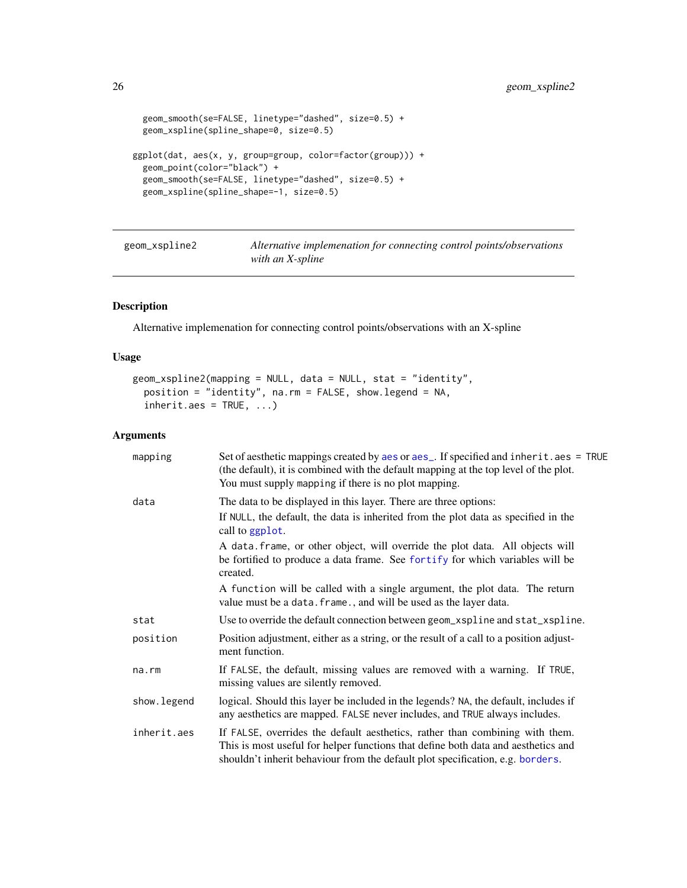```
  geom_smooth(se=FALSE, linetype="dashed", size=0.5) +
  geom_xspline(spline_shape=0, size=0.5)

ggplot(dat, aes(x, y, group=group, color=factor(group))) +
  geom_point(color="black") +
  geom_smooth(se=FALSE, linetype="dashed", size=0.5) +
  geom_xspline(spline_shape=-1, size=0.5)
```

## geom_xspline2 — *Alternative implemenation for connecting control points/observations with an X-spline*

### Description

Alternative implemenation for connecting control points/observations with an X-spline

### Usage

```
geom_xspline2(mapping = NULL, data = NULL, stat = "identity",
  position = "identity", na.rm = FALSE, show.legend = NA,
  inherit.aes = TRUE, ...)
```

### Arguments

| | |
|---|---|
| mapping | Set of aesthetic mappings created by aes or aes_. If specified and inherit.aes = TRUE (the default), it is combined with the default mapping at the top level of the plot. You must supply mapping if there is no plot mapping. |
| data | The data to be displayed in this layer. There are three options: If NULL, the default, the data is inherited from the plot data as specified in the call to ggplot. A data.frame, or other object, will override the plot data. All objects will be fortified to produce a data frame. See fortify for which variables will be created. A function will be called with a single argument, the plot data. The return value must be a data.frame., and will be used as the layer data. |
| stat | Use to override the default connection between geom_xspline and stat_xspline. |
| position | Position adjustment, either as a string, or the result of a call to a position adjustment function. |
| na.rm | If FALSE, the default, missing values are removed with a warning. If TRUE, missing values are silently removed. |
| show.legend | logical. Should this layer be included in the legends? NA, the default, includes if any aesthetics are mapped. FALSE never includes, and TRUE always includes. |
| inherit.aes | If FALSE, overrides the default aesthetics, rather than combining with them. This is most useful for helper functions that define both data and aesthetics and shouldn't inherit behaviour from the default plot specification, e.g. borders. |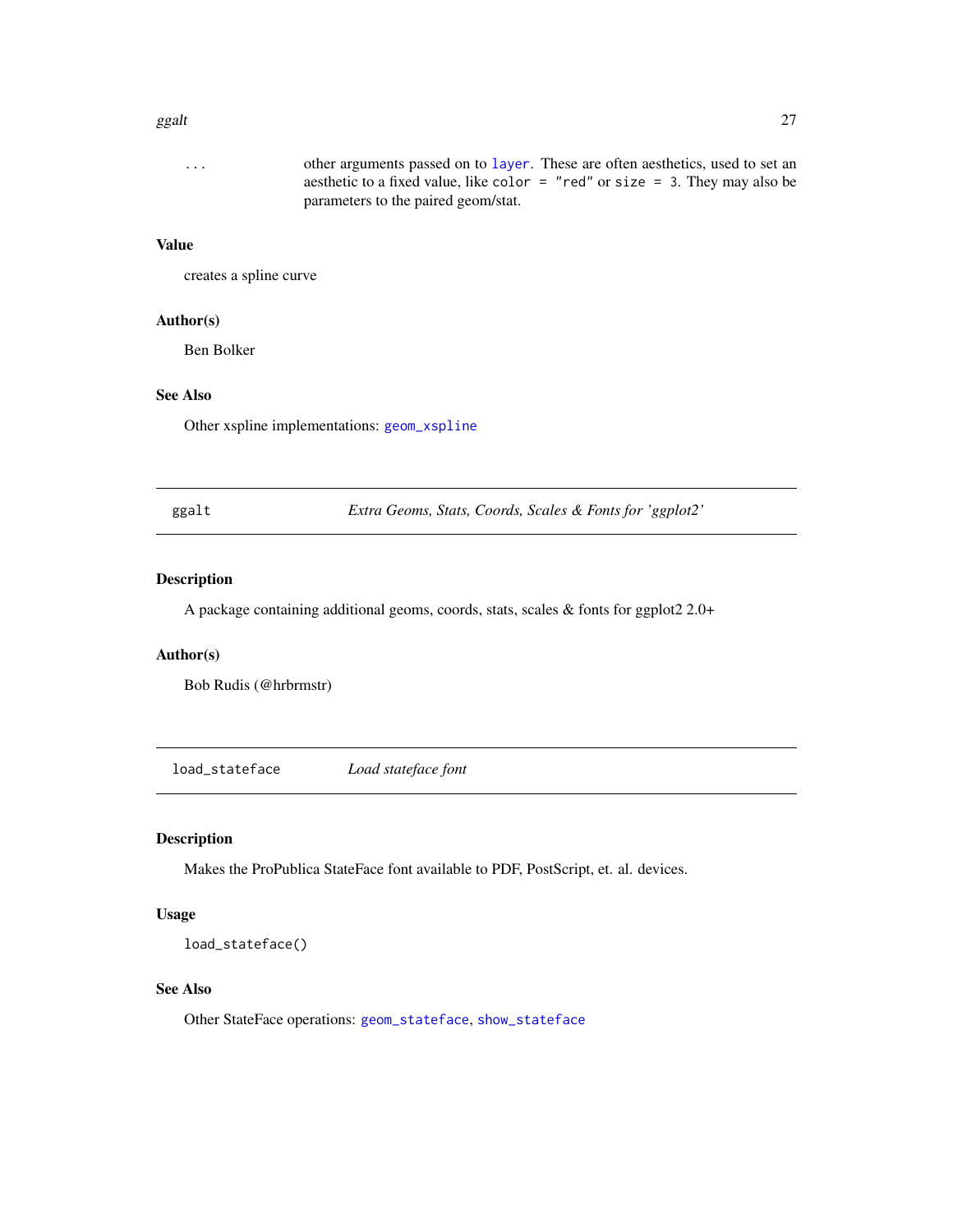| | |
|---|---|
| ... | other arguments passed on to `layer`. These are often aesthetics, used to set an aesthetic to a fixed value, like `color = "red"` or `size = 3`. They may also be parameters to the paired geom/stat. |

### Value

creates a spline curve

### Author(s)

Ben Bolker

### See Also

Other xspline implementations: `geom_xspline`

---

## ggalt — *Extra Geoms, Stats, Coords, Scales & Fonts for 'ggplot2'*

---

### Description

A package containing additional geoms, coords, stats, scales & fonts for ggplot2 2.0+

### Author(s)

Bob Rudis (@hrbrmstr)

---

## load_stateface — *Load stateface font*

---

### Description

Makes the ProPublica StateFace font available to PDF, PostScript, et. al. devices.

### Usage

```
load_stateface()
```

### See Also

Other StateFace operations: `geom_stateface`, `show_stateface`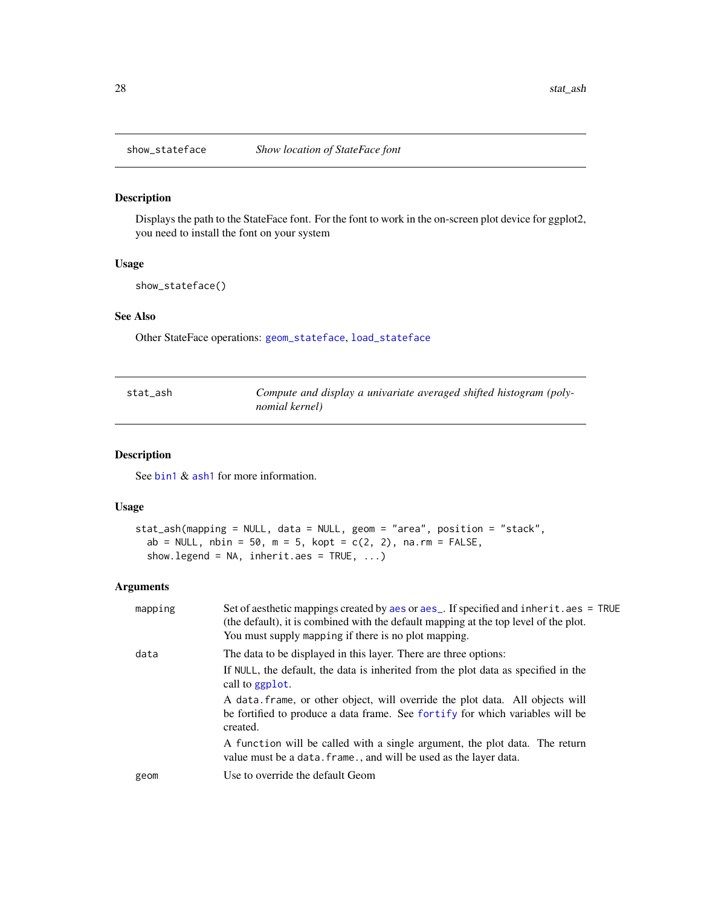## show_stateface — *Show location of StateFace font*

### Description

Displays the path to the StateFace font. For the font to work in the on-screen plot device for ggplot2, you need to install the font on your system

### Usage

```
show_stateface()
```

### See Also

Other StateFace operations: geom_stateface, load_stateface

## stat_ash — *Compute and display a univariate averaged shifted histogram (polynomial kernel)*

### Description

See bin1 & ash1 for more information.

### Usage

```
stat_ash(mapping = NULL, data = NULL, geom = "area", position = "stack",
  ab = NULL, nbin = 50, m = 5, kopt = c(2, 2), na.rm = FALSE,
  show.legend = NA, inherit.aes = TRUE, ...)
```

### Arguments

| | |
|---|---|
| mapping | Set of aesthetic mappings created by aes or aes_. If specified and inherit.aes = TRUE (the default), it is combined with the default mapping at the top level of the plot. You must supply mapping if there is no plot mapping. |
| data | The data to be displayed in this layer. There are three options:<br>If NULL, the default, the data is inherited from the plot data as specified in the call to ggplot.<br>A data.frame, or other object, will override the plot data. All objects will be fortified to produce a data frame. See fortify for which variables will be created.<br>A function will be called with a single argument, the plot data. The return value must be a data.frame., and will be used as the layer data. |
| geom | Use to override the default Geom |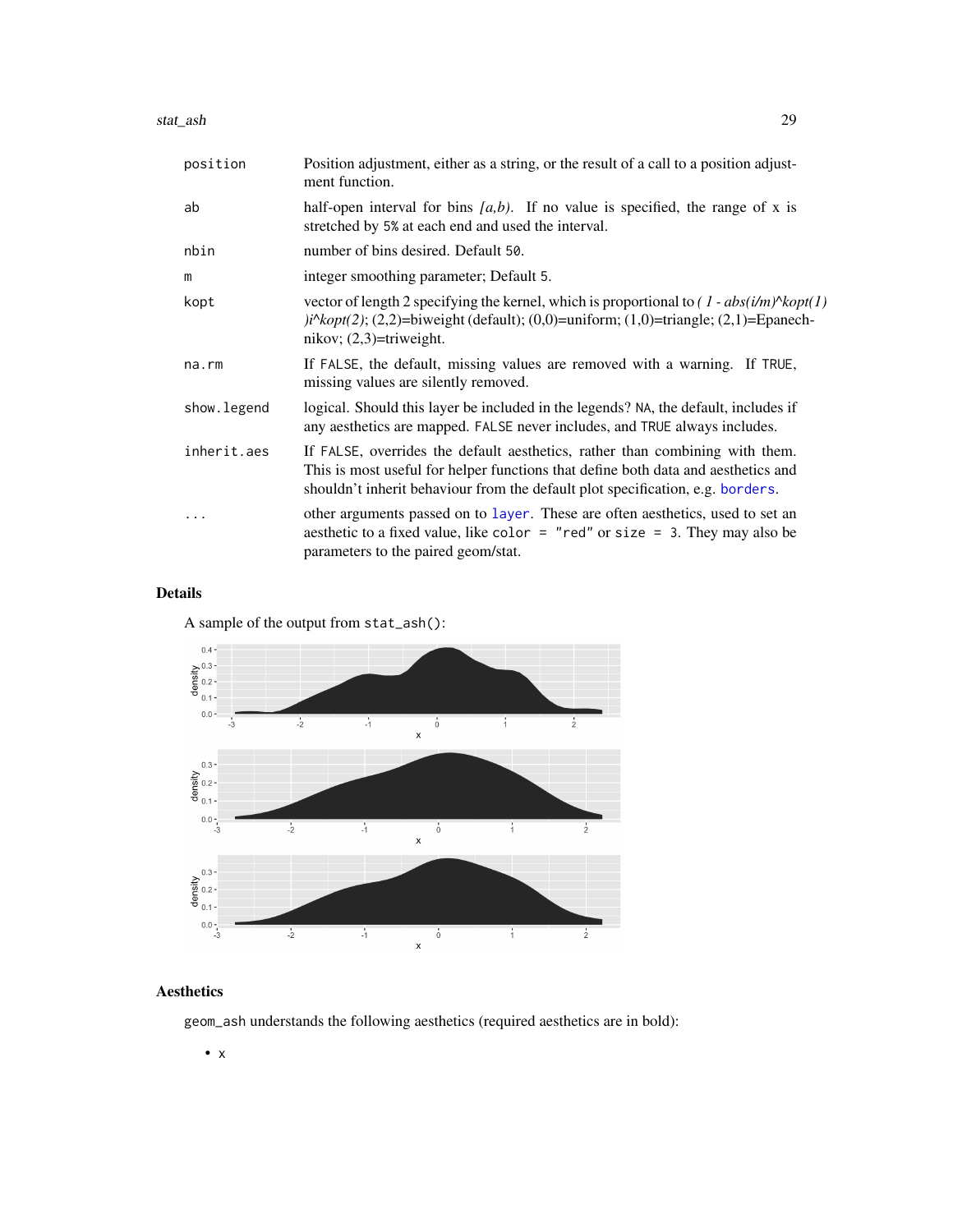| | |
|---|---|
| position | Position adjustment, either as a string, or the result of a call to a position adjustment function. |
| ab | half-open interval for bins *[a,b)*. If no value is specified, the range of x is stretched by 5% at each end and used the interval. |
| nbin | number of bins desired. Default 50. |
| m | integer smoothing parameter; Default 5. |
| kopt | vector of length 2 specifying the kernel, which is proportional to *( 1 - abs(i/m)^kopt(1) )i^kopt(2)*; (2,2)=biweight (default); (0,0)=uniform; (1,0)=triangle; (2,1)=Epanechnikov; (2,3)=triweight. |
| na.rm | If FALSE, the default, missing values are removed with a warning. If TRUE, missing values are silently removed. |
| show.legend | logical. Should this layer be included in the legends? NA, the default, includes if any aesthetics are mapped. FALSE never includes, and TRUE always includes. |
| inherit.aes | If FALSE, overrides the default aesthetics, rather than combining with them. This is most useful for helper functions that define both data and aesthetics and shouldn't inherit behaviour from the default plot specification, e.g. borders. |
| ... | other arguments passed on to layer. These are often aesthetics, used to set an aesthetic to a fixed value, like color = "red" or size = 3. They may also be parameters to the paired geom/stat. |

## Details

A sample of the output from stat_ash():

## Aesthetics

geom_ash understands the following aesthetics (required aesthetics are in bold):

- x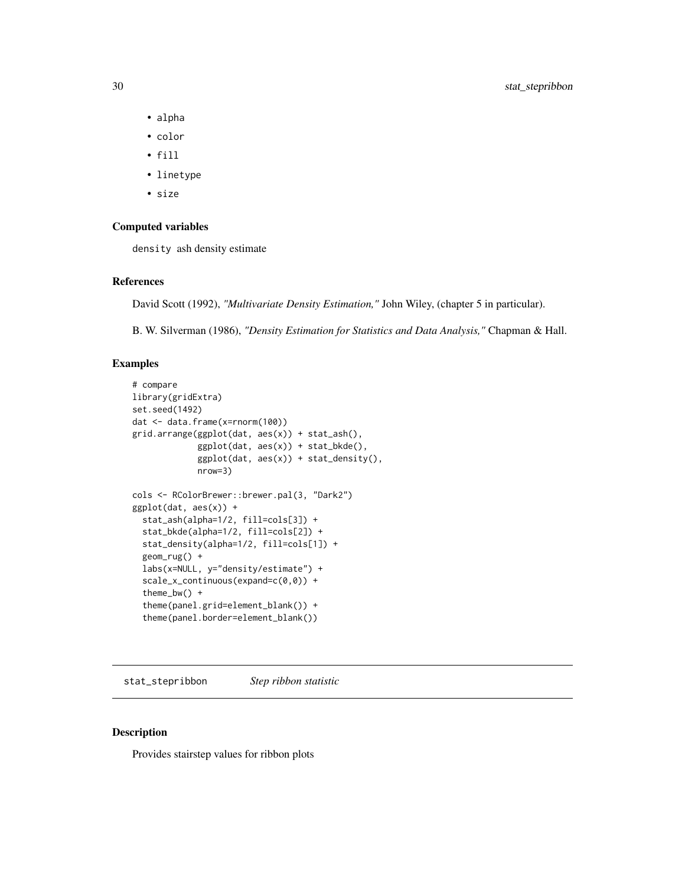- alpha
- color
- fill
- linetype
- size

### Computed variables

density ash density estimate

### References

David Scott (1992), *"Multivariate Density Estimation,"* John Wiley, (chapter 5 in particular).

B. W. Silverman (1986), *"Density Estimation for Statistics and Data Analysis,"* Chapman & Hall.

### Examples

```
# compare
library(gridExtra)
set.seed(1492)
dat <- data.frame(x=rnorm(100))
grid.arrange(ggplot(dat, aes(x)) + stat_ash(),
             ggplot(dat, aes(x)) + stat_bkde(),
             ggplot(dat, aes(x)) + stat_density(),
             nrow=3)

cols <- RColorBrewer::brewer.pal(3, "Dark2")
ggplot(dat, aes(x)) +
  stat_ash(alpha=1/2, fill=cols[3]) +
  stat_bkde(alpha=1/2, fill=cols[2]) +
  stat_density(alpha=1/2, fill=cols[1]) +
  geom_rug() +
  labs(x=NULL, y="density/estimate") +
  scale_x_continuous(expand=c(0,0)) +
  theme_bw() +
  theme(panel.grid=element_blank()) +
  theme(panel.border=element_blank())
```

## stat_stepribbon *Step ribbon statistic*

### Description

Provides stairstep values for ribbon plots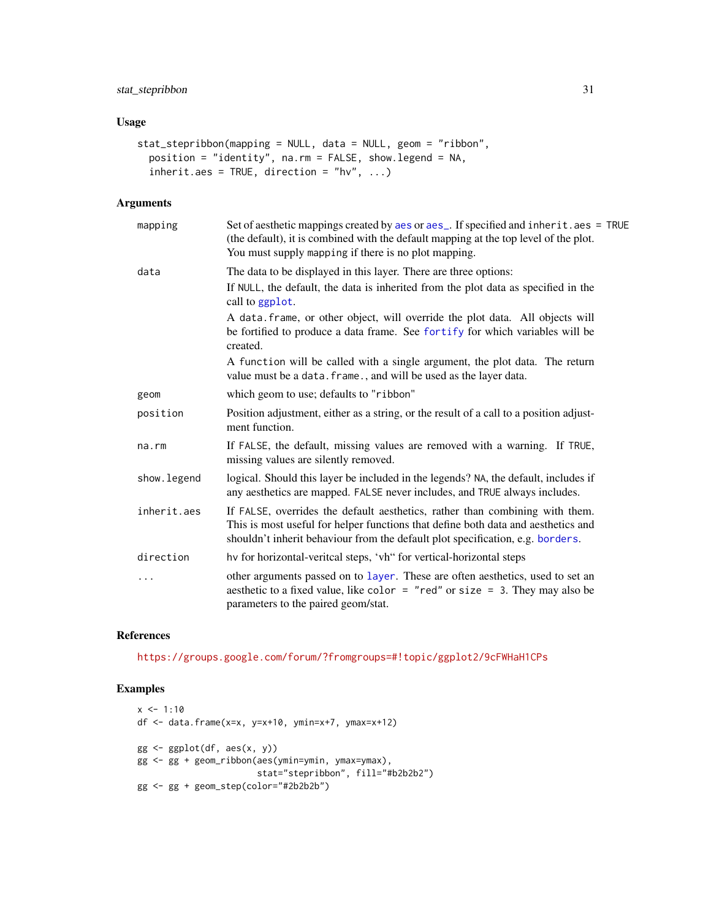## Usage

```
stat_stepribbon(mapping = NULL, data = NULL, geom = "ribbon",
  position = "identity", na.rm = FALSE, show.legend = NA,
  inherit.aes = TRUE, direction = "hv", ...)
```

## Arguments

| | |
|---|---|
| mapping | Set of aesthetic mappings created by aes or aes_. If specified and inherit.aes = TRUE (the default), it is combined with the default mapping at the top level of the plot. You must supply mapping if there is no plot mapping. |
| data | The data to be displayed in this layer. There are three options: If NULL, the default, the data is inherited from the plot data as specified in the call to ggplot. A data.frame, or other object, will override the plot data. All objects will be fortified to produce a data frame. See fortify for which variables will be created. A function will be called with a single argument, the plot data. The return value must be a data.frame., and will be used as the layer data. |
| geom | which geom to use; defaults to "ribbon" |
| position | Position adjustment, either as a string, or the result of a call to a position adjustment function. |
| na.rm | If FALSE, the default, missing values are removed with a warning. If TRUE, missing values are silently removed. |
| show.legend | logical. Should this layer be included in the legends? NA, the default, includes if any aesthetics are mapped. FALSE never includes, and TRUE always includes. |
| inherit.aes | If FALSE, overrides the default aesthetics, rather than combining with them. This is most useful for helper functions that define both data and aesthetics and shouldn't inherit behaviour from the default plot specification, e.g. borders. |
| direction | hv for horizontal-veritcal steps, 'vh" for vertical-horizontal steps |
| ... | other arguments passed on to layer. These are often aesthetics, used to set an aesthetic to a fixed value, like color = "red" or size = 3. They may also be parameters to the paired geom/stat. |

## References

https://groups.google.com/forum/?fromgroups=#!topic/ggplot2/9cFWHaH1CPs

## Examples

```
x <- 1:10
df <- data.frame(x=x, y=x+10, ymin=x+7, ymax=x+12)

gg <- ggplot(df, aes(x, y))
gg <- gg + geom_ribbon(aes(ymin=ymin, ymax=ymax),
                      stat="stepribbon", fill="#b2b2b2")
gg <- gg + geom_step(color="#2b2b2b")
```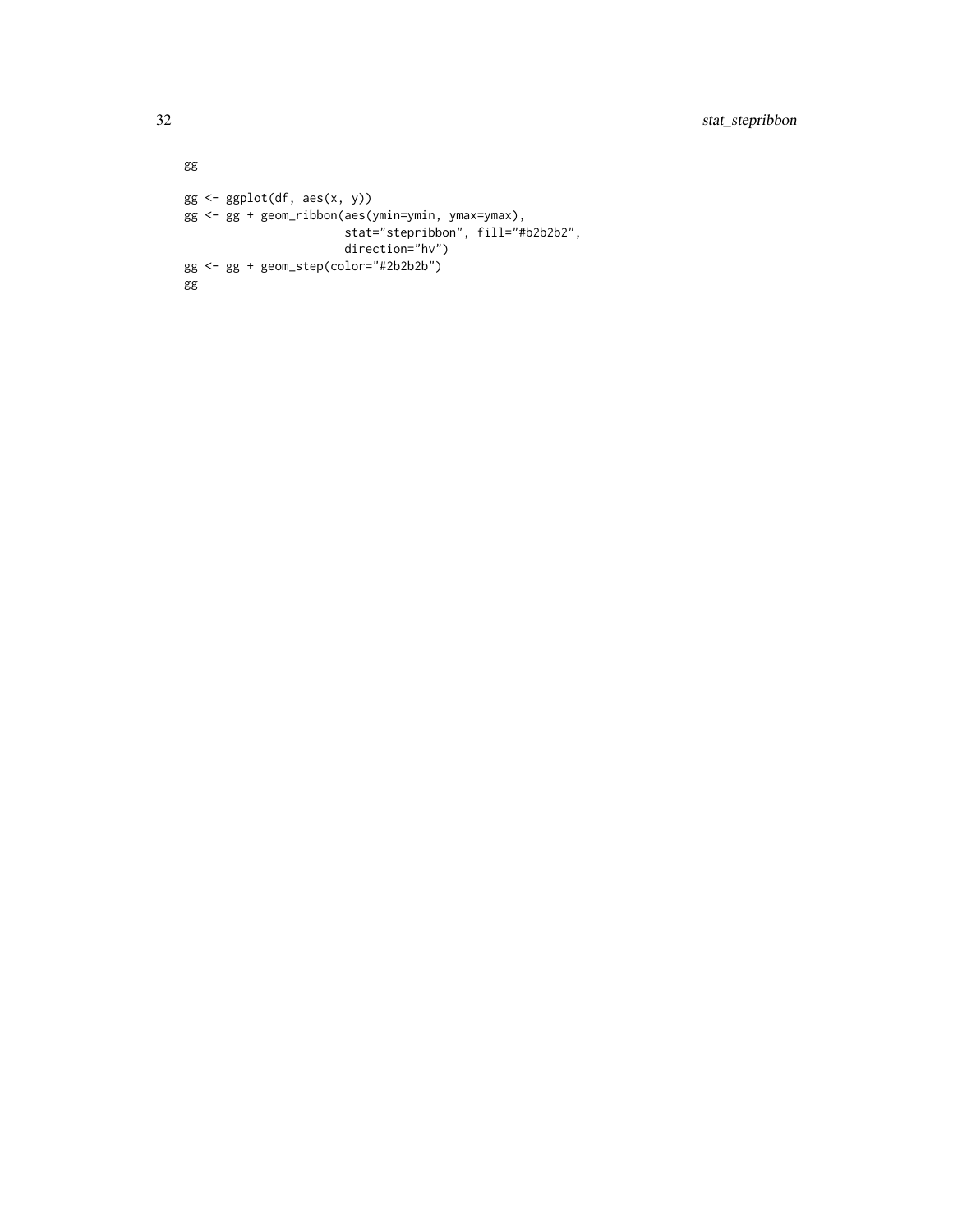```
gg

gg <- ggplot(df, aes(x, y))
gg <- gg + geom_ribbon(aes(ymin=ymin, ymax=ymax),
                       stat="stepribbon", fill="#b2b2b2",
                       direction="hv")
gg <- gg + geom_step(color="#2b2b2b")
gg
```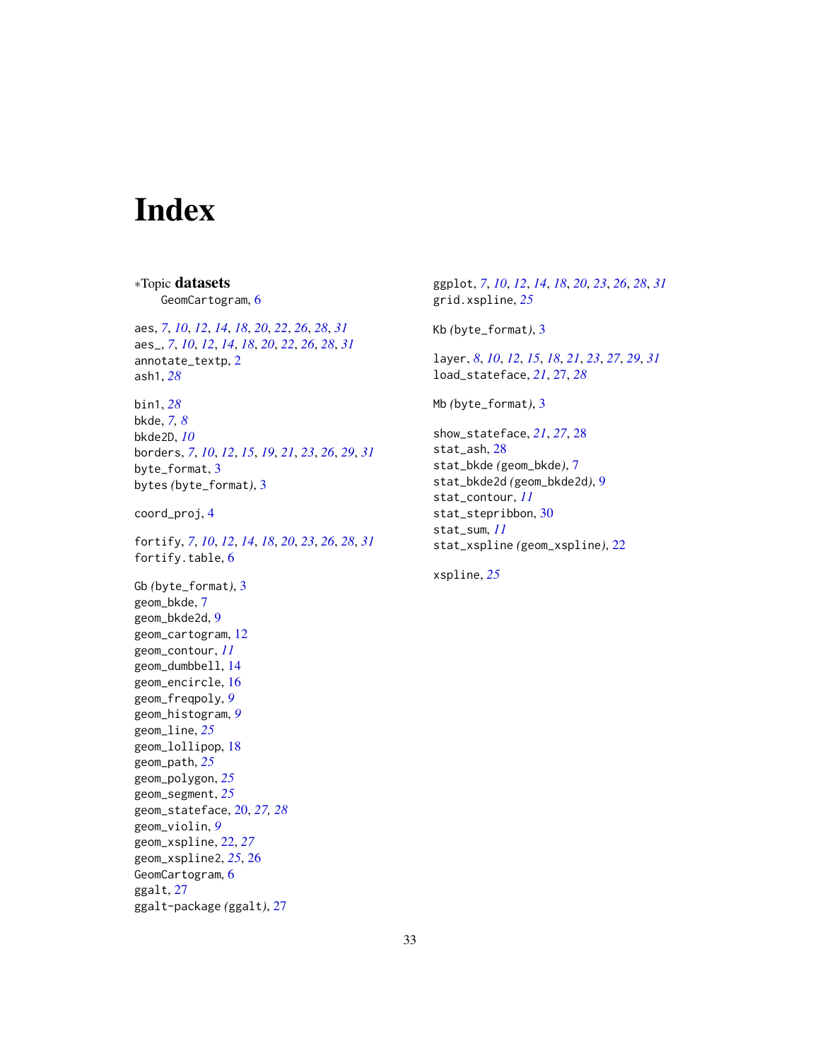# Index

∗Topic **datasets**
GeomCartogram, 6

aes, *7*, *10*, *12*, *14*, *18*, *20*, *22*, *26*, *28*, *31*
aes_, *7*, *10*, *12*, *14*, *18*, *20*, *22*, *26*, *28*, *31*
annotate_textp, 2
ash1, *28*

bin1, *28*
bkde, *7, 8*
bkde2D, *10*
borders, *7*, *10*, *12*, *15*, *19*, *21*, *23*, *26*, *29*, *31*
byte_format, 3
bytes *(*byte_format*)*, 3

coord_proj, 4

fortify, *7*, *10*, *12*, *14*, *18*, *20*, *23*, *26*, *28*, *31*
fortify.table, 6

Gb *(*byte_format*)*, 3
geom_bkde, 7
geom_bkde2d, 9
geom_cartogram, 12
geom_contour, *11*
geom_dumbbell, 14
geom_encircle, 16
geom_freqpoly, *9*
geom_histogram, *9*
geom_line, *25*
geom_lollipop, 18
geom_path, *25*
geom_polygon, *25*
geom_segment, *25*
geom_stateface, 20, *27, 28*
geom_violin, *9*
geom_xspline, 22, *27*
geom_xspline2, *25*, 26
GeomCartogram, 6
ggalt, 27
ggalt-package *(*ggalt*)*, 27
ggplot, *7*, *10*, *12*, *14*, *18*, *20*, *23*, *26*, *28*, *31*
grid.xspline, *25*

Kb *(*byte_format*)*, 3

layer, *8*, *10*, *12*, *15*, *18*, *21*, *23*, *27*, *29*, *31*
load_stateface, *21*, 27, *28*

Mb *(*byte_format*)*, 3

show_stateface, *21*, *27*, 28
stat_ash, 28
stat_bkde *(*geom_bkde*)*, 7
stat_bkde2d *(*geom_bkde2d*)*, 9
stat_contour, *11*
stat_stepribbon, 30
stat_sum, *11*
stat_xspline *(*geom_xspline*)*, 22

xspline, *25*